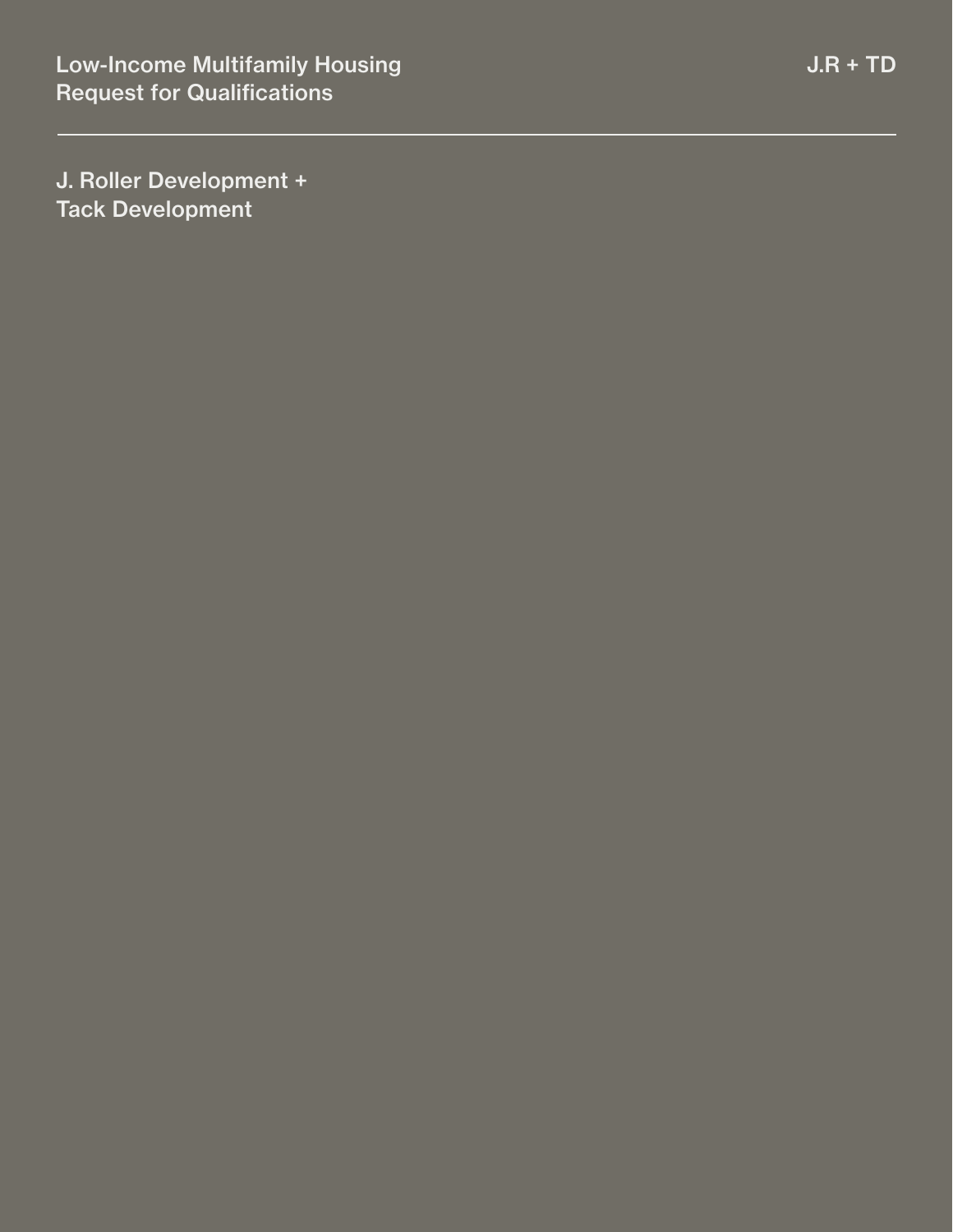Low-Income Multifamily Housing
Request for Qualifications

J.R + TD

# J. Roller Development + Tack Development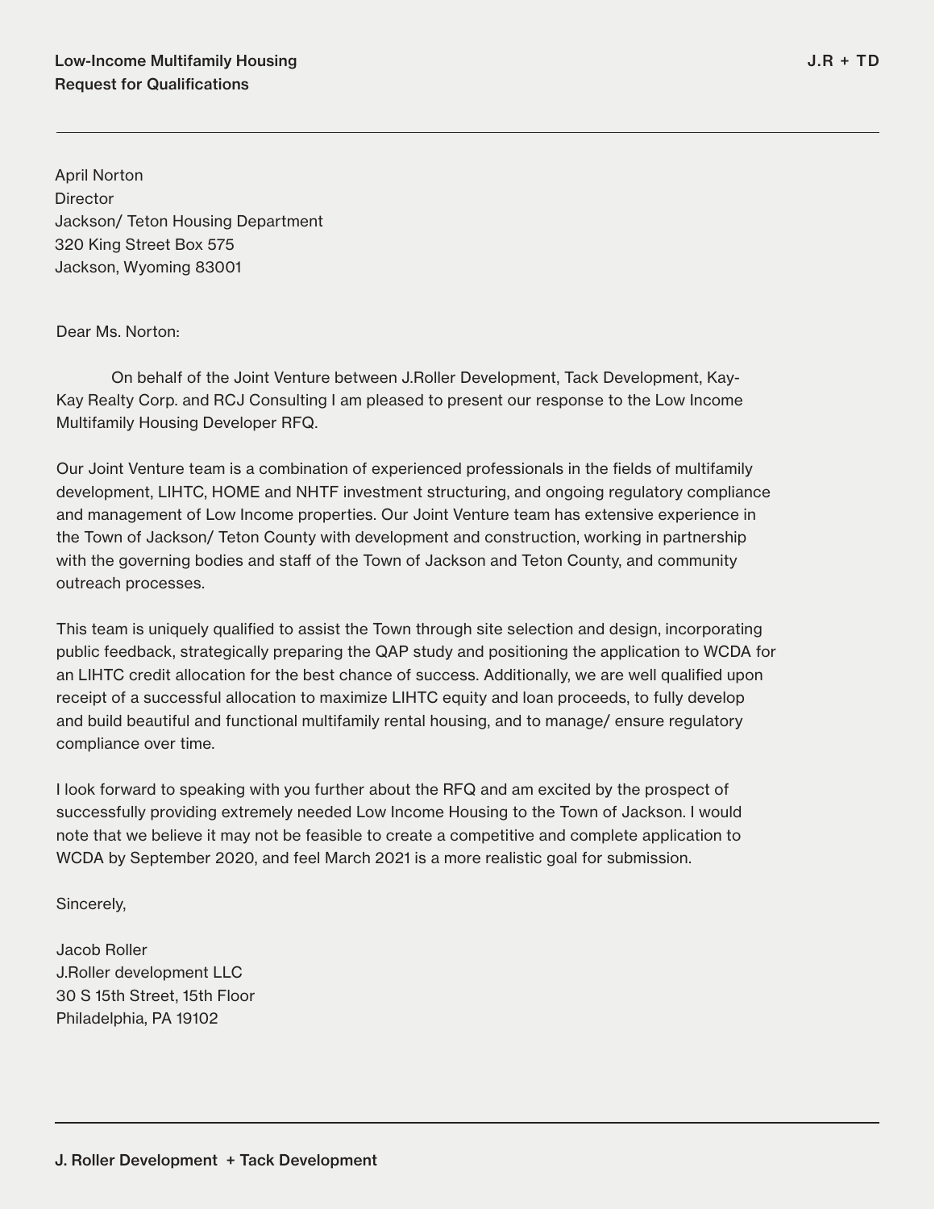April Norton
Director
Jackson/ Teton Housing Department
320 King Street Box 575
Jackson, Wyoming 83001

Dear Ms. Norton:

On behalf of the Joint Venture between J.Roller Development, Tack Development, Kay-Kay Realty Corp. and RCJ Consulting I am pleased to present our response to the Low Income Multifamily Housing Developer RFQ.

Our Joint Venture team is a combination of experienced professionals in the fields of multifamily development, LIHTC, HOME and NHTF investment structuring, and ongoing regulatory compliance and management of Low Income properties. Our Joint Venture team has extensive experience in the Town of Jackson/ Teton County with development and construction, working in partnership with the governing bodies and staff of the Town of Jackson and Teton County, and community outreach processes.

This team is uniquely qualified to assist the Town through site selection and design, incorporating public feedback, strategically preparing the QAP study and positioning the application to WCDA for an LIHTC credit allocation for the best chance of success. Additionally, we are well qualified upon receipt of a successful allocation to maximize LIHTC equity and loan proceeds, to fully develop and build beautiful and functional multifamily rental housing, and to manage/ ensure regulatory compliance over time.

I look forward to speaking with you further about the RFQ and am excited by the prospect of successfully providing extremely needed Low Income Housing to the Town of Jackson. I would note that we believe it may not be feasible to create a competitive and complete application to WCDA by September 2020, and feel March 2021 is a more realistic goal for submission.

Sincerely,

Jacob Roller
J.Roller development LLC
30 S 15th Street, 15th Floor
Philadelphia, PA 19102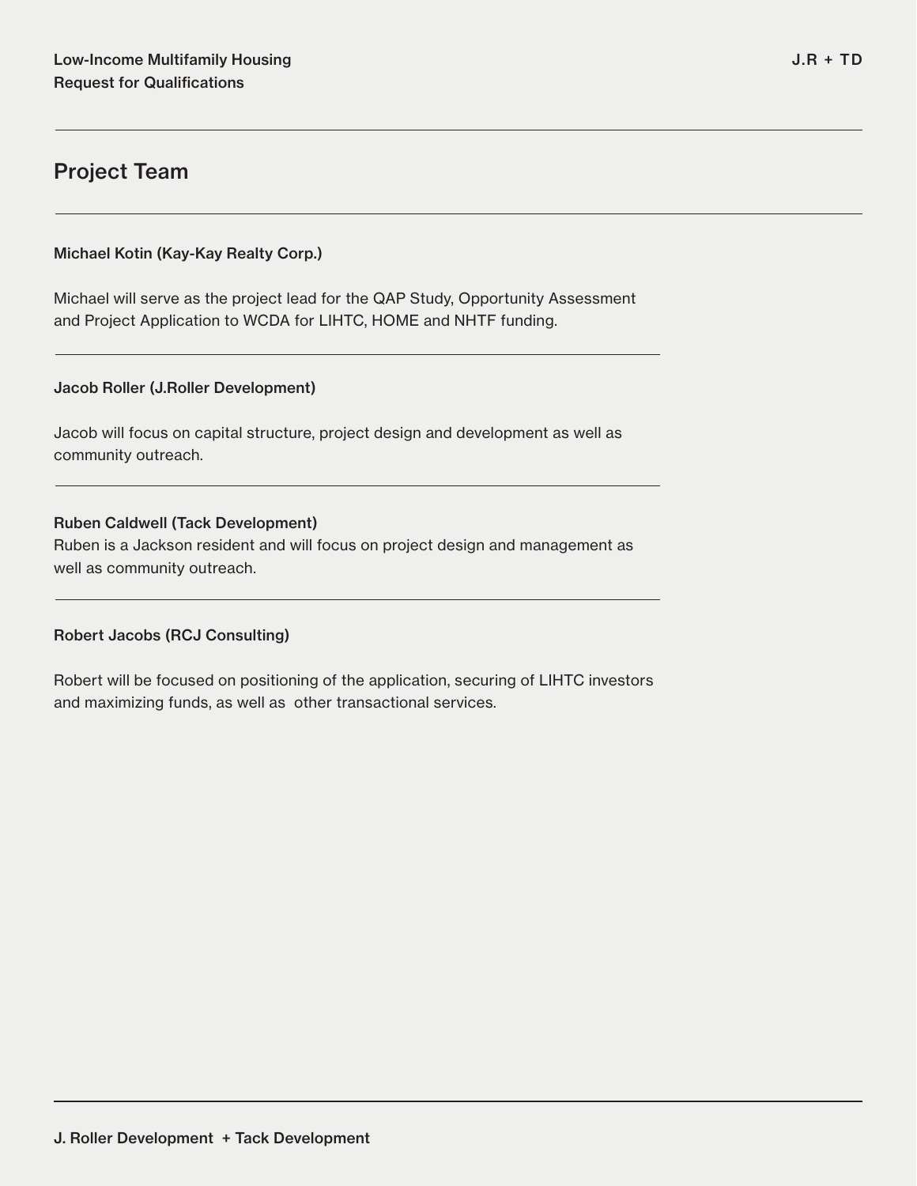## Project Team

**Michael Kotin (Kay-Kay Realty Corp.)**

Michael will serve as the project lead for the QAP Study, Opportunity Assessment and Project Application to WCDA for LIHTC, HOME and NHTF funding.

**Jacob Roller (J.Roller Development)**

Jacob will focus on capital structure, project design and development as well as community outreach.

**Ruben Caldwell (Tack Development)**

Ruben is a Jackson resident and will focus on project design and management as well as community outreach.

**Robert Jacobs (RCJ Consulting)**

Robert will be focused on positioning of the application, securing of LIHTC investors and maximizing funds, as well as other transactional services.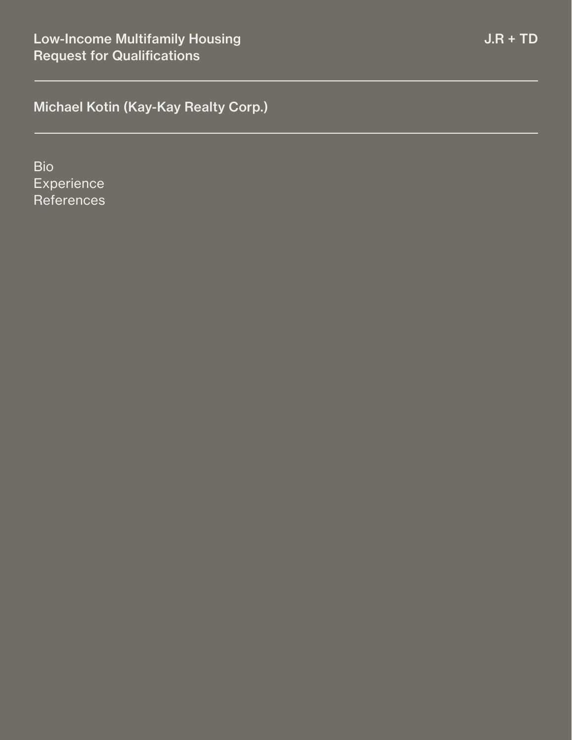## Michael Kotin (Kay-Kay Realty Corp.)

Bio
Experience
References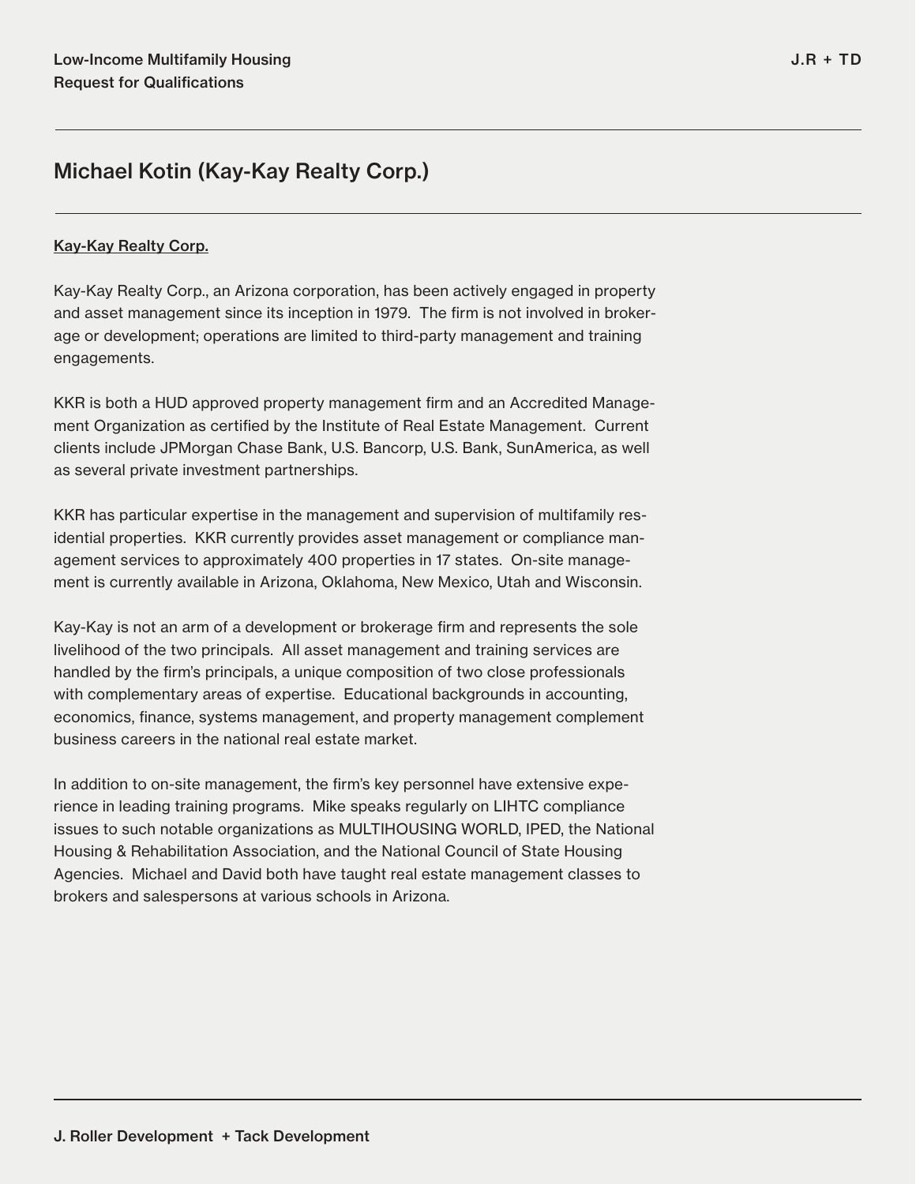# Michael Kotin (Kay-Kay Realty Corp.)

## Kay-Kay Realty Corp.

Kay-Kay Realty Corp., an Arizona corporation, has been actively engaged in property and asset management since its inception in 1979. The firm is not involved in brokerage or development; operations are limited to third-party management and training engagements.

KKR is both a HUD approved property management firm and an Accredited Management Organization as certified by the Institute of Real Estate Management. Current clients include JPMorgan Chase Bank, U.S. Bancorp, U.S. Bank, SunAmerica, as well as several private investment partnerships.

KKR has particular expertise in the management and supervision of multifamily residential properties. KKR currently provides asset management or compliance management services to approximately 400 properties in 17 states. On-site management is currently available in Arizona, Oklahoma, New Mexico, Utah and Wisconsin.

Kay-Kay is not an arm of a development or brokerage firm and represents the sole livelihood of the two principals. All asset management and training services are handled by the firm's principals, a unique composition of two close professionals with complementary areas of expertise. Educational backgrounds in accounting, economics, finance, systems management, and property management complement business careers in the national real estate market.

In addition to on-site management, the firm's key personnel have extensive experience in leading training programs. Mike speaks regularly on LIHTC compliance issues to such notable organizations as MULTIHOUSING WORLD, IPED, the National Housing & Rehabilitation Association, and the National Council of State Housing Agencies. Michael and David both have taught real estate management classes to brokers and salespersons at various schools in Arizona.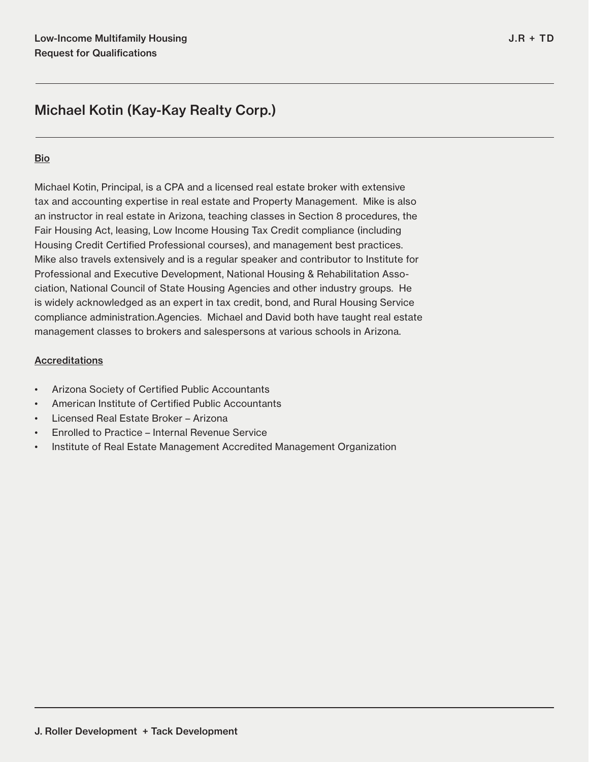# Michael Kotin (Kay-Kay Realty Corp.)

**Bio**

Michael Kotin, Principal, is a CPA and a licensed real estate broker with extensive tax and accounting expertise in real estate and Property Management. Mike is also an instructor in real estate in Arizona, teaching classes in Section 8 procedures, the Fair Housing Act, leasing, Low Income Housing Tax Credit compliance (including Housing Credit Certified Professional courses), and management best practices. Mike also travels extensively and is a regular speaker and contributor to Institute for Professional and Executive Development, National Housing & Rehabilitation Association, National Council of State Housing Agencies and other industry groups. He is widely acknowledged as an expert in tax credit, bond, and Rural Housing Service compliance administration.Agencies. Michael and David both have taught real estate management classes to brokers and salespersons at various schools in Arizona.

**Accreditations**

- Arizona Society of Certified Public Accountants
- American Institute of Certified Public Accountants
- Licensed Real Estate Broker – Arizona
- Enrolled to Practice – Internal Revenue Service
- Institute of Real Estate Management Accredited Management Organization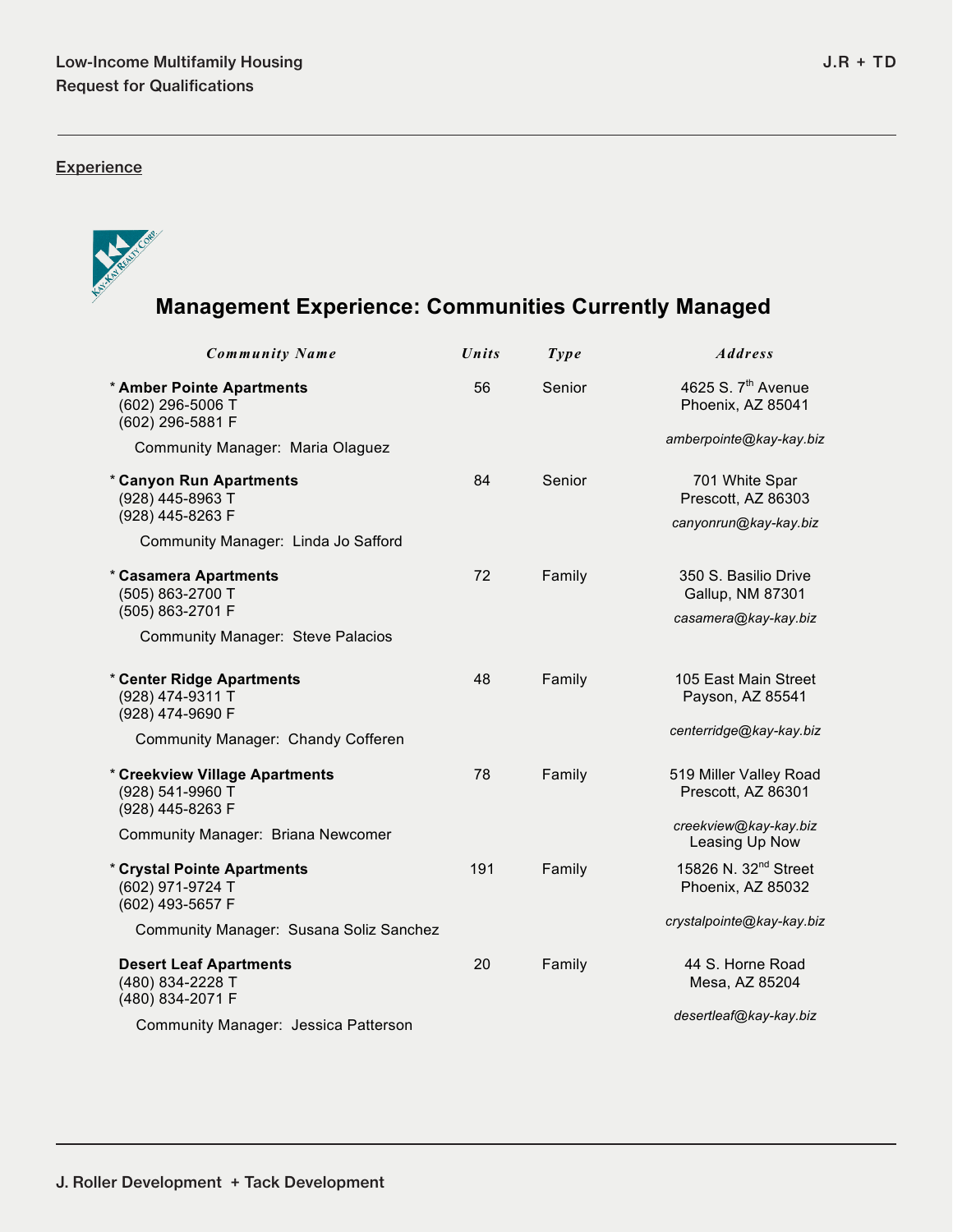## Experience

# Management Experience: Communities Currently Managed

| Community Name | Units | Type | Address |
|---|---|---|---|
| * **Amber Pointe Apartments**<br>(602) 296-5006 T<br>(602) 296-5881 F<br>Community Manager: Maria Olaguez | 56 | Senior | 4625 S. 7th Avenue<br>Phoenix, AZ 85041<br>*amberpointe@kay-kay.biz* |
| * **Canyon Run Apartments**<br>(928) 445-8963 T<br>(928) 445-8263 F<br>Community Manager: Linda Jo Safford | 84 | Senior | 701 White Spar<br>Prescott, AZ 86303<br>*canyonrun@kay-kay.biz* |
| * **Casamera Apartments**<br>(505) 863-2700 T<br>(505) 863-2701 F<br>Community Manager: Steve Palacios | 72 | Family | 350 S. Basilio Drive<br>Gallup, NM 87301<br>*casamera@kay-kay.biz* |
| * **Center Ridge Apartments**<br>(928) 474-9311 T<br>(928) 474-9690 F<br>Community Manager: Chandy Cofferen | 48 | Family | 105 East Main Street<br>Payson, AZ 85541<br>*centerridge@kay-kay.biz* |
| * **Creekview Village Apartments**<br>(928) 541-9960 T<br>(928) 445-8263 F<br>Community Manager: Briana Newcomer | 78 | Family | 519 Miller Valley Road<br>Prescott, AZ 86301<br>*creekview@kay-kay.biz*<br>Leasing Up Now |
| * **Crystal Pointe Apartments**<br>(602) 971-9724 T<br>(602) 493-5657 F<br>Community Manager: Susana Soliz Sanchez | 191 | Family | 15826 N. 32nd Street<br>Phoenix, AZ 85032<br>*crystalpointe@kay-kay.biz* |
| **Desert Leaf Apartments**<br>(480) 834-2228 T<br>(480) 834-2071 F<br>Community Manager: Jessica Patterson | 20 | Family | 44 S. Horne Road<br>Mesa, AZ 85204<br>*desertleaf@kay-kay.biz* |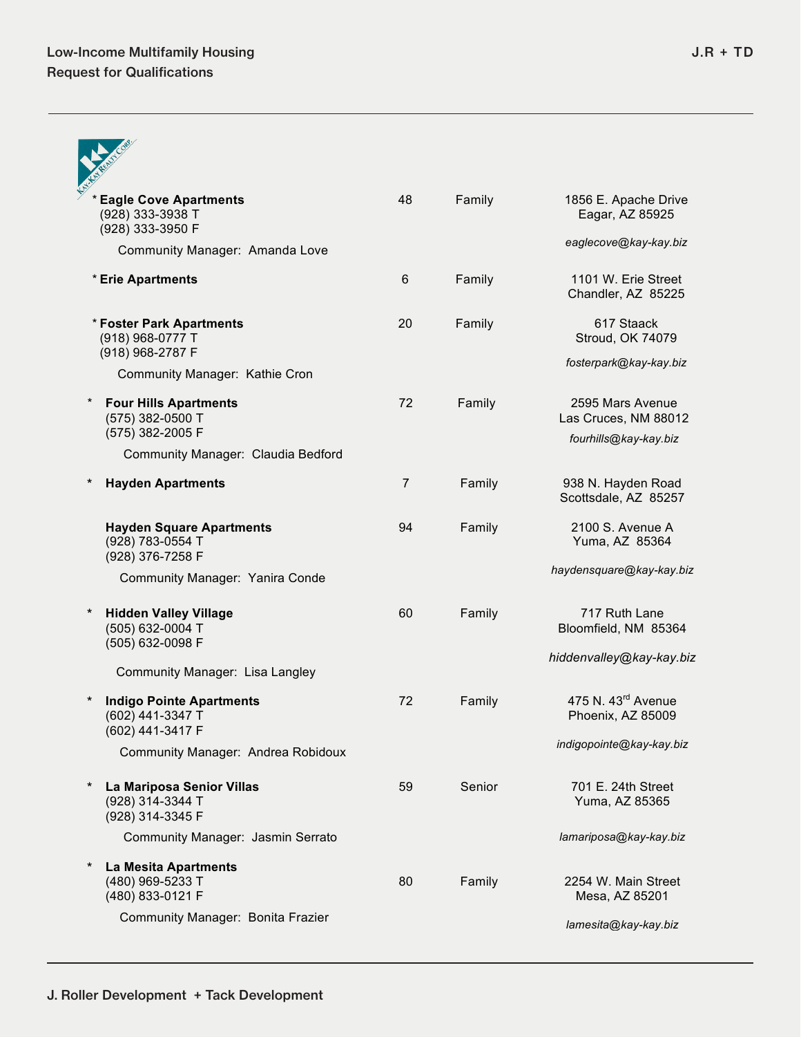| Property | Units | Type | Address |
|---|---|---|---|
| * **Eagle Cove Apartments**<br>(928) 333-3938 T<br>(928) 333-3950 F<br>Community Manager: Amanda Love | 48 | Family | 1856 E. Apache Drive<br>Eagar, AZ 85925<br>*eaglecove@kay-kay.biz* |
| * **Erie Apartments** | 6 | Family | 1101 W. Erie Street<br>Chandler, AZ 85225 |
| * **Foster Park Apartments**<br>(918) 968-0777 T<br>(918) 968-2787 F<br>Community Manager: Kathie Cron | 20 | Family | 617 Staack<br>Stroud, OK 74079<br>*fosterpark@kay-kay.biz* |
| * **Four Hills Apartments**<br>(575) 382-0500 T<br>(575) 382-2005 F<br>Community Manager: Claudia Bedford | 72 | Family | 2595 Mars Avenue<br>Las Cruces, NM 88012<br>*fourhills@kay-kay.biz* |
| * **Hayden Apartments** | 7 | Family | 938 N. Hayden Road<br>Scottsdale, AZ 85257 |
| **Hayden Square Apartments**<br>(928) 783-0554 T<br>(928) 376-7258 F<br>Community Manager: Yanira Conde | 94 | Family | 2100 S. Avenue A<br>Yuma, AZ 85364<br>*haydensquare@kay-kay.biz* |
| * **Hidden Valley Village**<br>(505) 632-0004 T<br>(505) 632-0098 F<br>Community Manager: Lisa Langley | 60 | Family | 717 Ruth Lane<br>Bloomfield, NM 85364<br>*hiddenvalley@kay-kay.biz* |
| * **Indigo Pointe Apartments**<br>(602) 441-3347 T<br>(602) 441-3417 F<br>Community Manager: Andrea Robidoux | 72 | Family | 475 N. 43rd Avenue<br>Phoenix, AZ 85009<br>*indigopointe@kay-kay.biz* |
| * **La Mariposa Senior Villas**<br>(928) 314-3344 T<br>(928) 314-3345 F<br>Community Manager: Jasmin Serrato | 59 | Senior | 701 E. 24th Street<br>Yuma, AZ 85365<br>*lamariposa@kay-kay.biz* |
| * **La Mesita Apartments**<br>(480) 969-5233 T<br>(480) 833-0121 F<br>Community Manager: Bonita Frazier | 80 | Family | 2254 W. Main Street<br>Mesa, AZ 85201<br>*lamesita@kay-kay.biz* |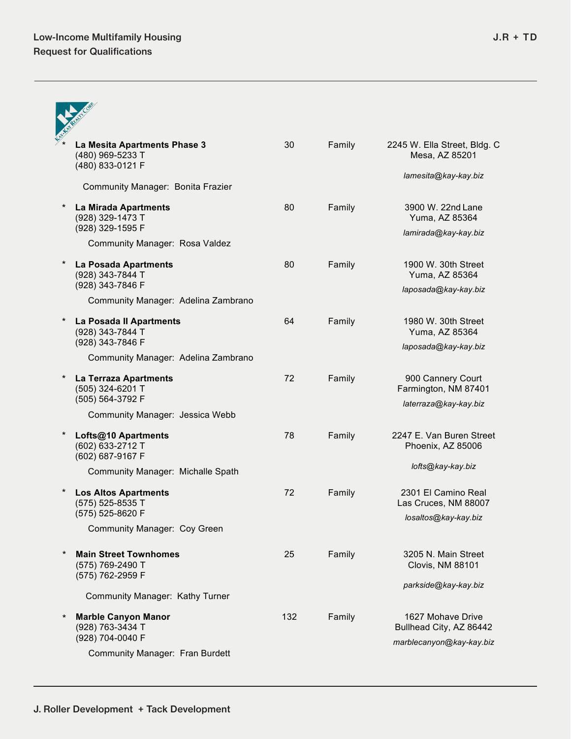| | Property | Units | Type | Address |
|---|---|---|---|---|
| * | **La Mesita Apartments Phase 3**<br>(480) 969-5233 T<br>(480) 833-0121 F<br>Community Manager: Bonita Frazier | 30 | Family | 2245 W. Ella Street, Bldg. C<br>Mesa, AZ 85201<br>*lamesita@kay-kay.biz* |
| * | **La Mirada Apartments**<br>(928) 329-1473 T<br>(928) 329-1595 F<br>Community Manager: Rosa Valdez | 80 | Family | 3900 W. 22nd Lane<br>Yuma, AZ 85364<br>*lamirada@kay-kay.biz* |
| * | **La Posada Apartments**<br>(928) 343-7844 T<br>(928) 343-7846 F<br>Community Manager: Adelina Zambrano | 80 | Family | 1900 W. 30th Street<br>Yuma, AZ 85364<br>*laposada@kay-kay.biz* |
| * | **La Posada II Apartments**<br>(928) 343-7844 T<br>(928) 343-7846 F<br>Community Manager: Adelina Zambrano | 64 | Family | 1980 W. 30th Street<br>Yuma, AZ 85364<br>*laposada@kay-kay.biz* |
| * | **La Terraza Apartments**<br>(505) 324-6201 T<br>(505) 564-3792 F<br>Community Manager: Jessica Webb | 72 | Family | 900 Cannery Court<br>Farmington, NM 87401<br>*laterraza@kay-kay.biz* |
| * | **Lofts@10 Apartments**<br>(602) 633-2712 T<br>(602) 687-9167 F<br>Community Manager: Michalle Spath | 78 | Family | 2247 E. Van Buren Street<br>Phoenix, AZ 85006<br>*lofts@kay-kay.biz* |
| * | **Los Altos Apartments**<br>(575) 525-8535 T<br>(575) 525-8620 F<br>Community Manager: Coy Green | 72 | Family | 2301 El Camino Real<br>Las Cruces, NM 88007<br>*losaltos@kay-kay.biz* |
| * | **Main Street Townhomes**<br>(575) 769-2490 T<br>(575) 762-2959 F<br>Community Manager: Kathy Turner | 25 | Family | 3205 N. Main Street<br>Clovis, NM 88101<br>*parkside@kay-kay.biz* |
| * | **Marble Canyon Manor**<br>(928) 763-3434 T<br>(928) 704-0040 F<br>Community Manager: Fran Burdett | 132 | Family | 1627 Mohave Drive<br>Bullhead City, AZ 86442<br>*marblecanyon@kay-kay.biz* |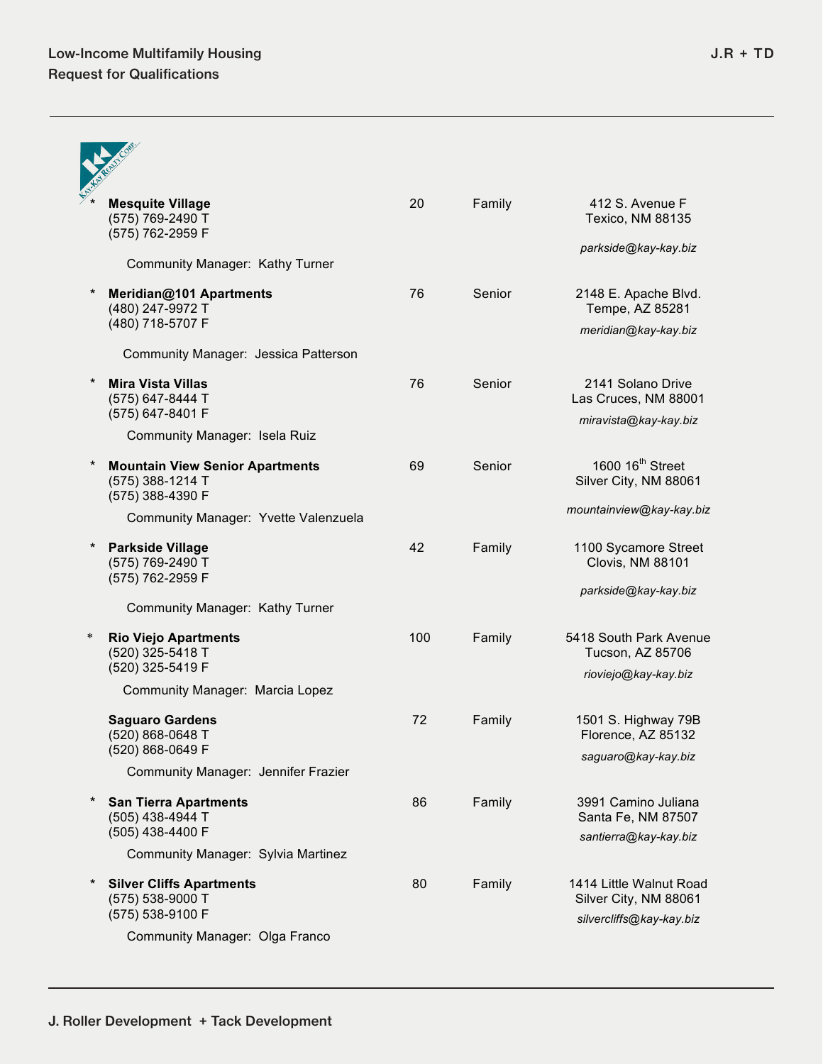| | Property | Units | Type | Address |
|---|---|---|---|---|
| * | **Mesquite Village**<br>(575) 769-2490 T<br>(575) 762-2959 F<br>Community Manager: Kathy Turner | 20 | Family | 412 S. Avenue F<br>Texico, NM 88135<br>*parkside@kay-kay.biz* |
| * | **Meridian@101 Apartments**<br>(480) 247-9972 T<br>(480) 718-5707 F<br>Community Manager: Jessica Patterson | 76 | Senior | 2148 E. Apache Blvd.<br>Tempe, AZ 85281<br>*meridian@kay-kay.biz* |
| * | **Mira Vista Villas**<br>(575) 647-8444 T<br>(575) 647-8401 F<br>Community Manager: Isela Ruiz | 76 | Senior | 2141 Solano Drive<br>Las Cruces, NM 88001<br>*miravista@kay-kay.biz* |
| * | **Mountain View Senior Apartments**<br>(575) 388-1214 T<br>(575) 388-4390 F<br>Community Manager: Yvette Valenzuela | 69 | Senior | 1600 16th Street<br>Silver City, NM 88061<br>*mountainview@kay-kay.biz* |
| * | **Parkside Village**<br>(575) 769-2490 T<br>(575) 762-2959 F<br>Community Manager: Kathy Turner | 42 | Family | 1100 Sycamore Street<br>Clovis, NM 88101<br>*parkside@kay-kay.biz* |
| * | **Rio Viejo Apartments**<br>(520) 325-5418 T<br>(520) 325-5419 F<br>Community Manager: Marcia Lopez | 100 | Family | 5418 South Park Avenue<br>Tucson, AZ 85706<br>*rioviejo@kay-kay.biz* |
| | **Saguaro Gardens**<br>(520) 868-0648 T<br>(520) 868-0649 F<br>Community Manager: Jennifer Frazier | 72 | Family | 1501 S. Highway 79B<br>Florence, AZ 85132<br>*saguaro@kay-kay.biz* |
| * | **San Tierra Apartments**<br>(505) 438-4944 T<br>(505) 438-4400 F<br>Community Manager: Sylvia Martinez | 86 | Family | 3991 Camino Juliana<br>Santa Fe, NM 87507<br>*santierra@kay-kay.biz* |
| * | **Silver Cliffs Apartments**<br>(575) 538-9000 T<br>(575) 538-9100 F<br>Community Manager: Olga Franco | 80 | Family | 1414 Little Walnut Road<br>Silver City, NM 88061<br>*silvercliffs@kay-kay.biz* |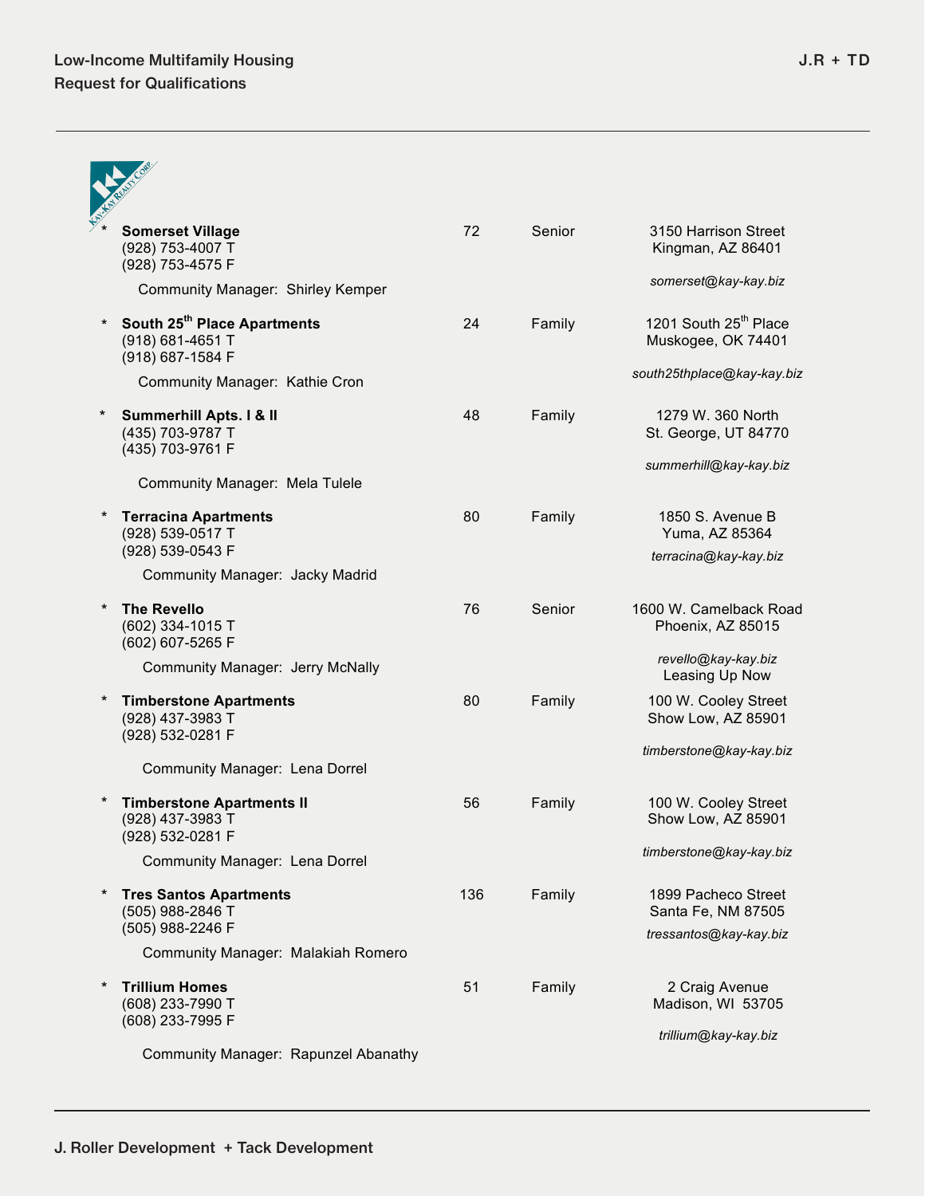| | Property | Units | Type | Address |
|---|---|---|---|---|
| * | **Somerset Village**<br>(928) 753-4007 T<br>(928) 753-4575 F<br>Community Manager: Shirley Kemper | 72 | Senior | 3150 Harrison Street<br>Kingman, AZ 86401<br>*somerset@kay-kay.biz* |
| * | **South 25th Place Apartments**<br>(918) 681-4651 T<br>(918) 687-1584 F<br>Community Manager: Kathie Cron | 24 | Family | 1201 South 25th Place<br>Muskogee, OK 74401<br>*south25thplace@kay-kay.biz* |
| * | **Summerhill Apts. I & II**<br>(435) 703-9787 T<br>(435) 703-9761 F<br>Community Manager: Mela Tulele | 48 | Family | 1279 W. 360 North<br>St. George, UT 84770<br>*summerhill@kay-kay.biz* |
| * | **Terracina Apartments**<br>(928) 539-0517 T<br>(928) 539-0543 F<br>Community Manager: Jacky Madrid | 80 | Family | 1850 S. Avenue B<br>Yuma, AZ 85364<br>*terracina@kay-kay.biz* |
| * | **The Revello**<br>(602) 334-1015 T<br>(602) 607-5265 F<br>Community Manager: Jerry McNally | 76 | Senior | 1600 W. Camelback Road<br>Phoenix, AZ 85015<br>*revello@kay-kay.biz*<br>Leasing Up Now |
| * | **Timberstone Apartments**<br>(928) 437-3983 T<br>(928) 532-0281 F<br>Community Manager: Lena Dorrel | 80 | Family | 100 W. Cooley Street<br>Show Low, AZ 85901<br>*timberstone@kay-kay.biz* |
| * | **Timberstone Apartments II**<br>(928) 437-3983 T<br>(928) 532-0281 F<br>Community Manager: Lena Dorrel | 56 | Family | 100 W. Cooley Street<br>Show Low, AZ 85901<br>*timberstone@kay-kay.biz* |
| * | **Tres Santos Apartments**<br>(505) 988-2846 T<br>(505) 988-2246 F<br>Community Manager: Malakiah Romero | 136 | Family | 1899 Pacheco Street<br>Santa Fe, NM 87505<br>*tressantos@kay-kay.biz* |
| * | **Trillium Homes**<br>(608) 233-7990 T<br>(608) 233-7995 F<br>Community Manager: Rapunzel Abanathy | 51 | Family | 2 Craig Avenue<br>Madison, WI 53705<br>*trillium@kay-kay.biz* |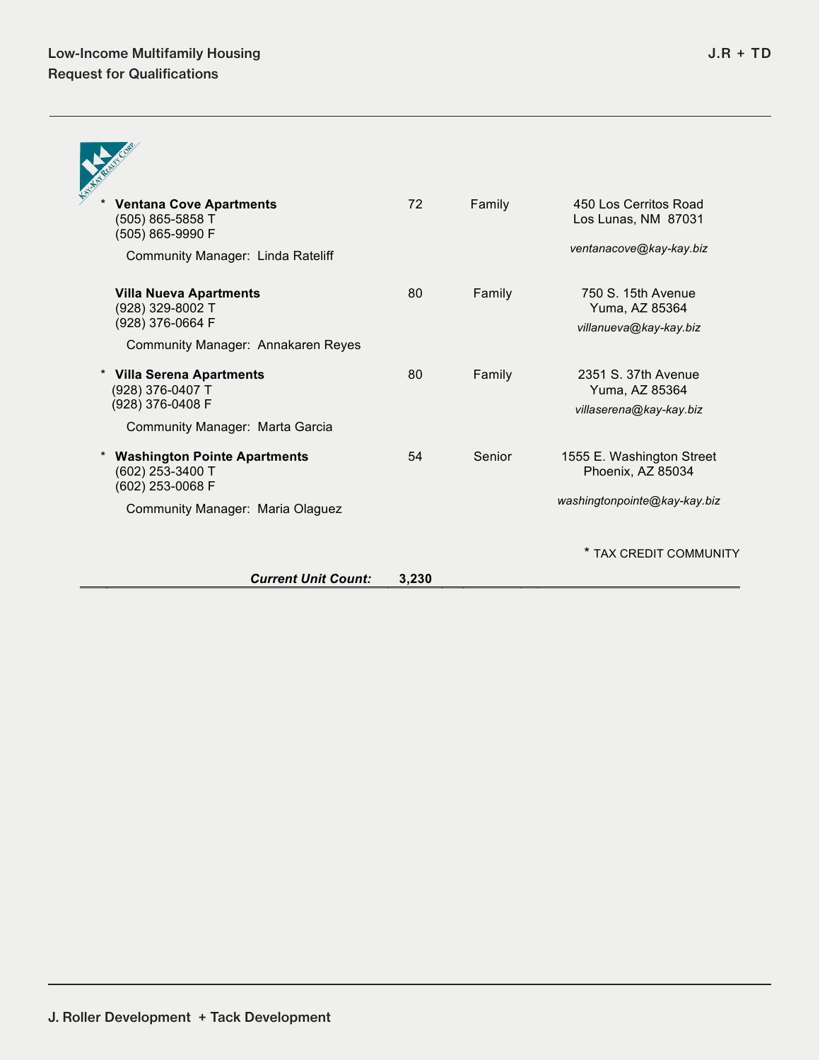| Community | Units | Type | Address |
|---|---|---|---|
| * **Ventana Cove Apartments**<br>(505) 865-5858 T<br>(505) 865-9990 F<br>Community Manager: Linda Rateliff | 72 | Family | 450 Los Cerritos Road<br>Los Lunas, NM 87031<br>*ventanacove@kay-kay.biz* |
| **Villa Nueva Apartments**<br>(928) 329-8002 T<br>(928) 376-0664 F<br>Community Manager: Annakaren Reyes | 80 | Family | 750 S. 15th Avenue<br>Yuma, AZ 85364<br>*villanueva@kay-kay.biz* |
| * **Villa Serena Apartments**<br>(928) 376-0407 T<br>(928) 376-0408 F<br>Community Manager: Marta Garcia | 80 | Family | 2351 S. 37th Avenue<br>Yuma, AZ 85364<br>*villaserena@kay-kay.biz* |
| * **Washington Pointe Apartments**<br>(602) 253-3400 T<br>(602) 253-0068 F<br>Community Manager: Maria Olaguez | 54 | Senior | 1555 E. Washington Street<br>Phoenix, AZ 85034<br>*washingtonpointe@kay-kay.biz* |
| ***Current Unit Count:*** | **3,230** | | |

* TAX CREDIT COMMUNITY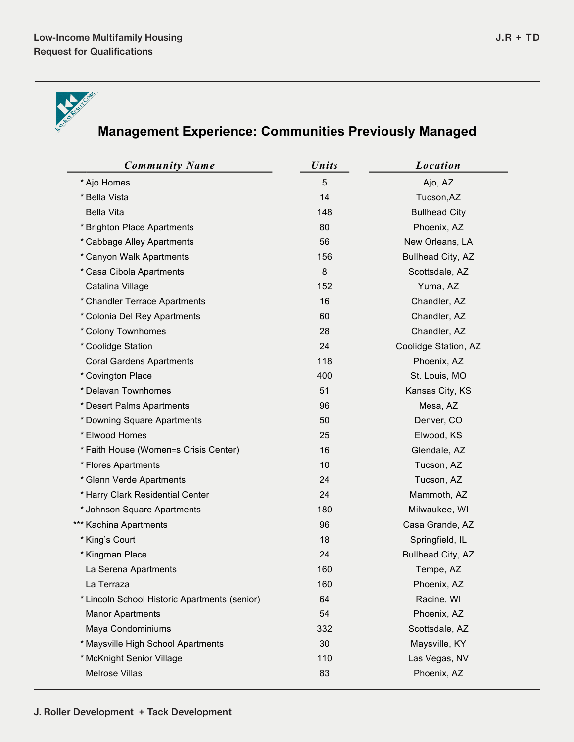## Management Experience: Communities Previously Managed

| Community Name | Units | Location |
|---|---|---|
| * Ajo Homes | 5 | Ajo, AZ |
| * Bella Vista | 14 | Tucson,AZ |
| Bella Vita | 148 | Bullhead City |
| * Brighton Place Apartments | 80 | Phoenix, AZ |
| * Cabbage Alley Apartments | 56 | New Orleans, LA |
| * Canyon Walk Apartments | 156 | Bullhead City, AZ |
| * Casa Cibola Apartments | 8 | Scottsdale, AZ |
| Catalina Village | 152 | Yuma, AZ |
| * Chandler Terrace Apartments | 16 | Chandler, AZ |
| * Colonia Del Rey Apartments | 60 | Chandler, AZ |
| * Colony Townhomes | 28 | Chandler, AZ |
| * Coolidge Station | 24 | Coolidge Station, AZ |
| Coral Gardens Apartments | 118 | Phoenix, AZ |
| * Covington Place | 400 | St. Louis, MO |
| * Delavan Townhomes | 51 | Kansas City, KS |
| * Desert Palms Apartments | 96 | Mesa, AZ |
| * Downing Square Apartments | 50 | Denver, CO |
| * Elwood Homes | 25 | Elwood, KS |
| * Faith House (Women=s Crisis Center) | 16 | Glendale, AZ |
| * Flores Apartments | 10 | Tucson, AZ |
| * Glenn Verde Apartments | 24 | Tucson, AZ |
| * Harry Clark Residential Center | 24 | Mammoth, AZ |
| * Johnson Square Apartments | 180 | Milwaukee, WI |
| *** Kachina Apartments | 96 | Casa Grande, AZ |
| * King’s Court | 18 | Springfield, IL |
| * Kingman Place | 24 | Bullhead City, AZ |
| La Serena Apartments | 160 | Tempe, AZ |
| La Terraza | 160 | Phoenix, AZ |
| * Lincoln School Historic Apartments (senior) | 64 | Racine, WI |
| Manor Apartments | 54 | Phoenix, AZ |
| Maya Condominiums | 332 | Scottsdale, AZ |
| * Maysville High School Apartments | 30 | Maysville, KY |
| * McKnight Senior Village | 110 | Las Vegas, NV |
| Melrose Villas | 83 | Phoenix, AZ |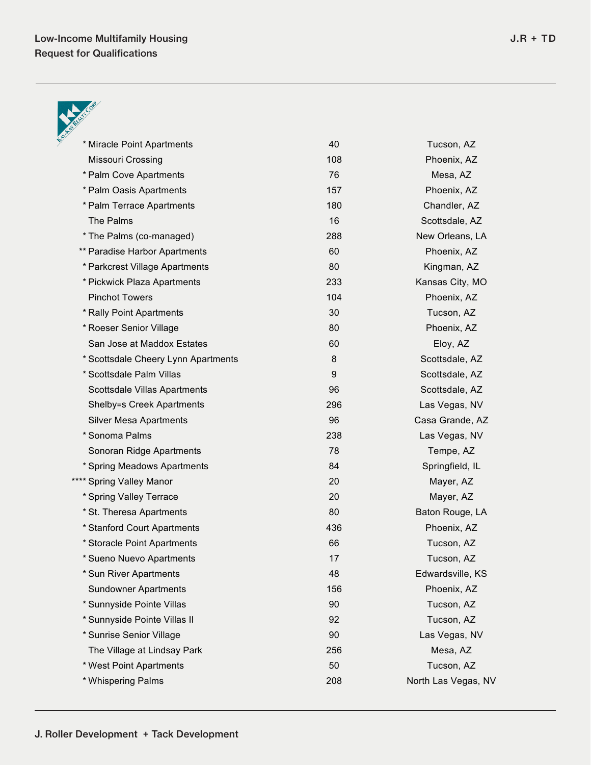| | | |
|---|---|---|
| * Miracle Point Apartments | 40 | Tucson, AZ |
| Missouri Crossing | 108 | Phoenix, AZ |
| * Palm Cove Apartments | 76 | Mesa, AZ |
| * Palm Oasis Apartments | 157 | Phoenix, AZ |
| * Palm Terrace Apartments | 180 | Chandler, AZ |
| The Palms | 16 | Scottsdale, AZ |
| * The Palms (co-managed) | 288 | New Orleans, LA |
| ** Paradise Harbor Apartments | 60 | Phoenix, AZ |
| * Parkcrest Village Apartments | 80 | Kingman, AZ |
| * Pickwick Plaza Apartments | 233 | Kansas City, MO |
| Pinchot Towers | 104 | Phoenix, AZ |
| * Rally Point Apartments | 30 | Tucson, AZ |
| * Roeser Senior Village | 80 | Phoenix, AZ |
| San Jose at Maddox Estates | 60 | Eloy, AZ |
| * Scottsdale Cheery Lynn Apartments | 8 | Scottsdale, AZ |
| * Scottsdale Palm Villas | 9 | Scottsdale, AZ |
| Scottsdale Villas Apartments | 96 | Scottsdale, AZ |
| Shelby=s Creek Apartments | 296 | Las Vegas, NV |
| Silver Mesa Apartments | 96 | Casa Grande, AZ |
| * Sonoma Palms | 238 | Las Vegas, NV |
| Sonoran Ridge Apartments | 78 | Tempe, AZ |
| * Spring Meadows Apartments | 84 | Springfield, IL |
| **** Spring Valley Manor | 20 | Mayer, AZ |
| * Spring Valley Terrace | 20 | Mayer, AZ |
| * St. Theresa Apartments | 80 | Baton Rouge, LA |
| * Stanford Court Apartments | 436 | Phoenix, AZ |
| * Storacle Point Apartments | 66 | Tucson, AZ |
| * Sueno Nuevo Apartments | 17 | Tucson, AZ |
| * Sun River Apartments | 48 | Edwardsville, KS |
| Sundowner Apartments | 156 | Phoenix, AZ |
| * Sunnyside Pointe Villas | 90 | Tucson, AZ |
| * Sunnyside Pointe Villas II | 92 | Tucson, AZ |
| * Sunrise Senior Village | 90 | Las Vegas, NV |
| The Village at Lindsay Park | 256 | Mesa, AZ |
| * West Point Apartments | 50 | Tucson, AZ |
| * Whispering Palms | 208 | North Las Vegas, NV |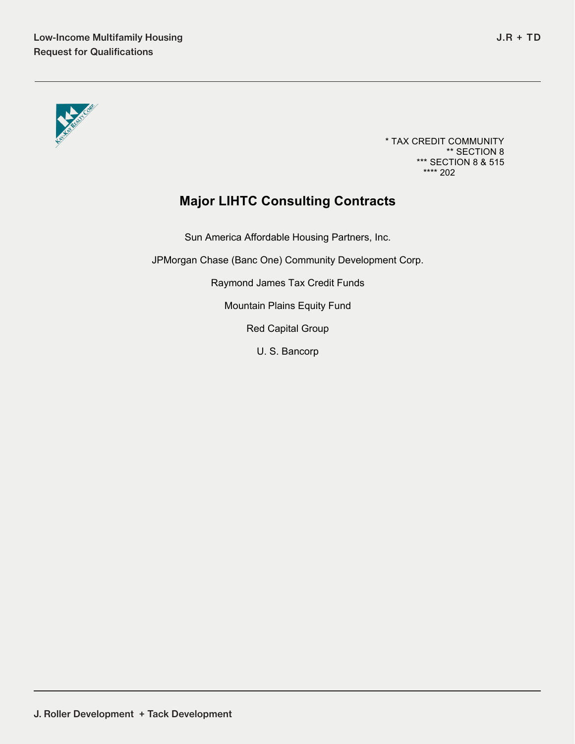\* TAX CREDIT COMMUNITY
\*\* SECTION 8
\*\*\* SECTION 8 & 515
\*\*\*\* 202

## Major LIHTC Consulting Contracts

Sun America Affordable Housing Partners, Inc.

JPMorgan Chase (Banc One) Community Development Corp.

Raymond James Tax Credit Funds

Mountain Plains Equity Fund

Red Capital Group

U. S. Bancorp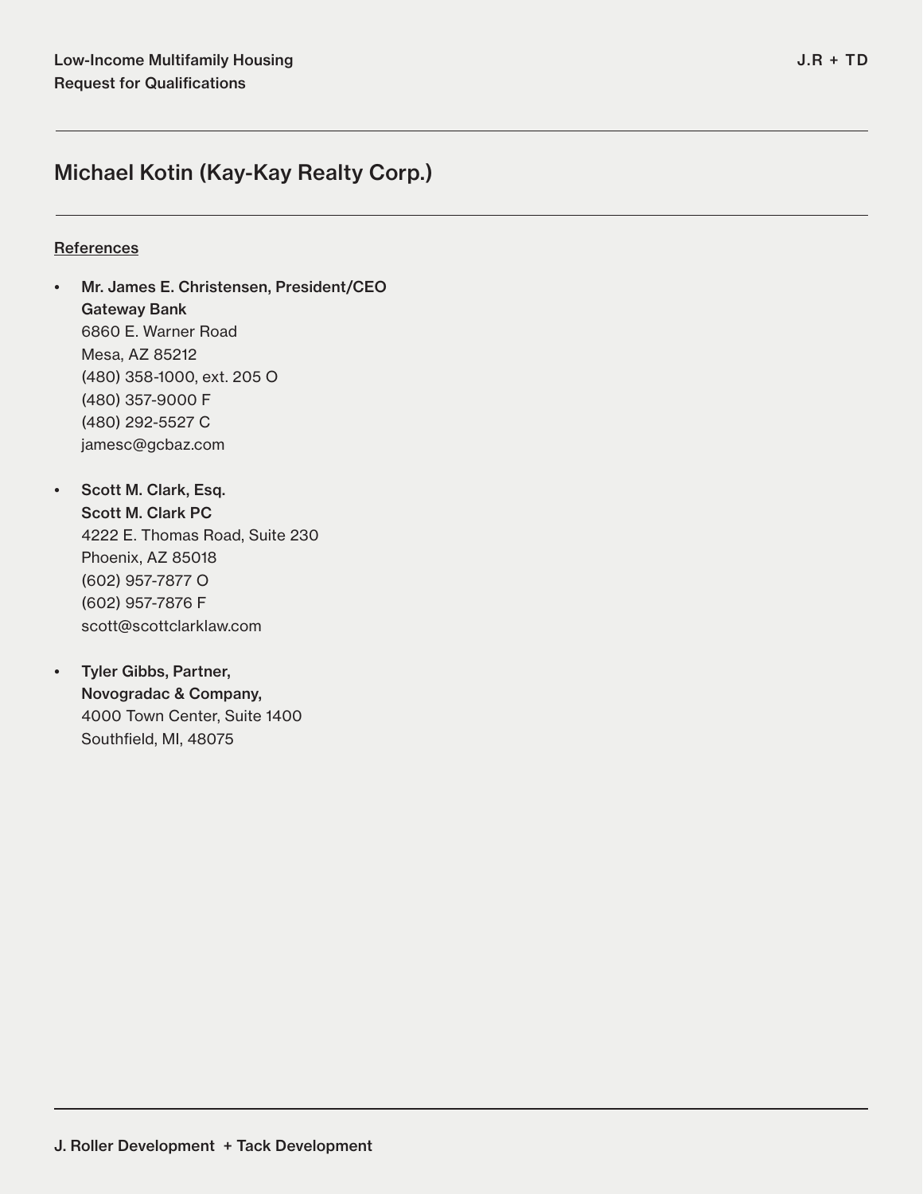## Michael Kotin (Kay-Kay Realty Corp.)

References

- **Mr. James E. Christensen, President/CEO**
  **Gateway Bank**
  6860 E. Warner Road
  Mesa, AZ 85212
  (480) 358-1000, ext. 205 O
  (480) 357-9000 F
  (480) 292-5527 C
  jamesc@gcbaz.com

- **Scott M. Clark, Esq.**
  **Scott M. Clark PC**
  4222 E. Thomas Road, Suite 230
  Phoenix, AZ 85018
  (602) 957-7877 O
  (602) 957-7876 F
  scott@scottclarklaw.com

- **Tyler Gibbs, Partner,**
  **Novogradac & Company,**
  4000 Town Center, Suite 1400
  Southfield, MI, 48075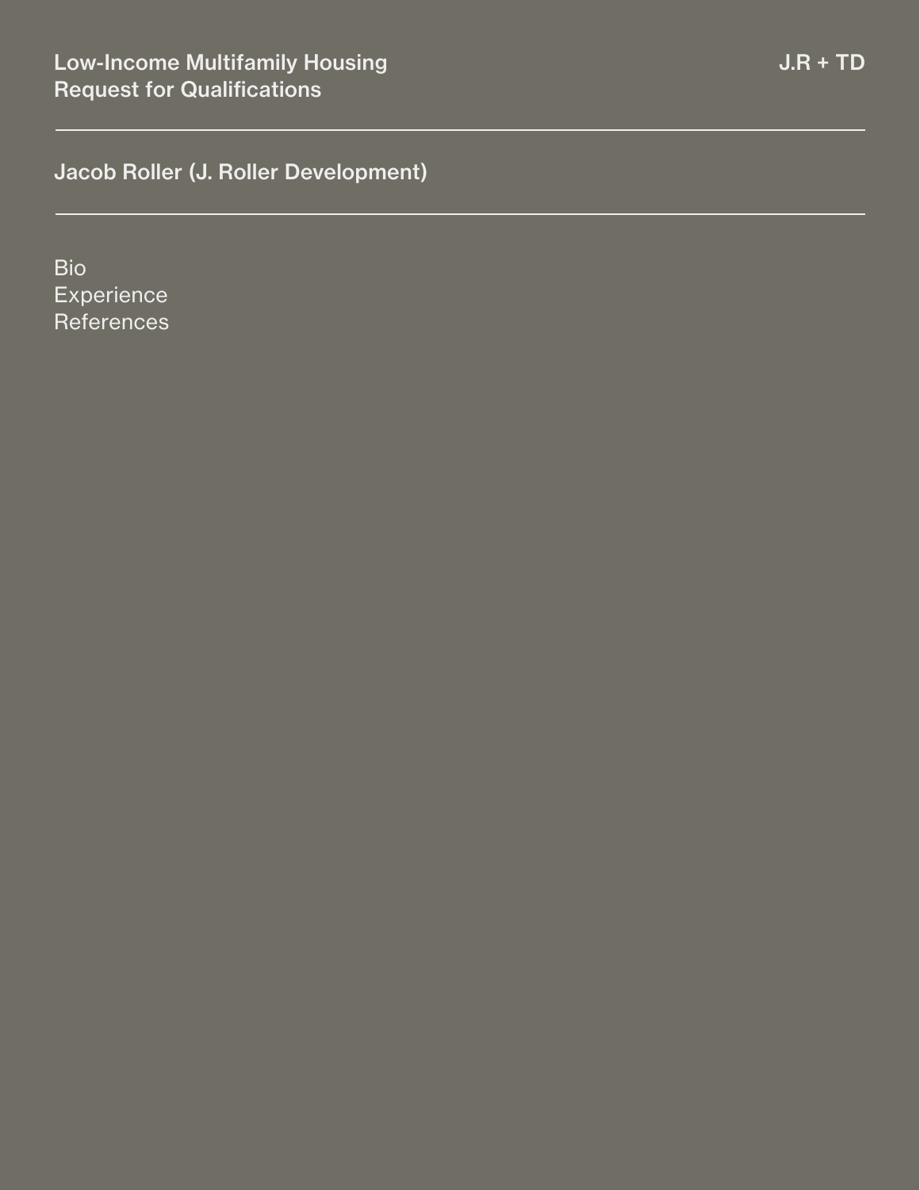Low-Income Multifamily Housing
Request for Qualifications

J.R + TD

## Jacob Roller (J. Roller Development)

Bio
Experience
References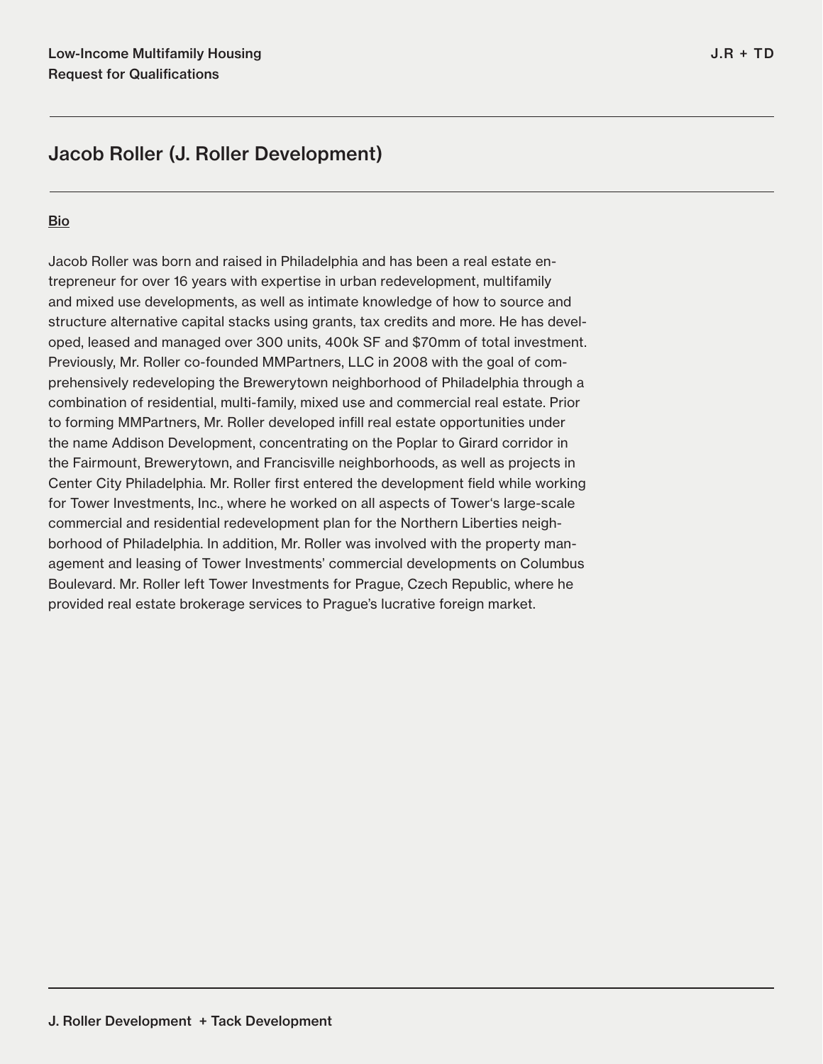# Jacob Roller (J. Roller Development)

**Bio**

Jacob Roller was born and raised in Philadelphia and has been a real estate entrepreneur for over 16 years with expertise in urban redevelopment, multifamily and mixed use developments, as well as intimate knowledge of how to source and structure alternative capital stacks using grants, tax credits and more. He has developed, leased and managed over 300 units, 400k SF and $70mm of total investment. Previously, Mr. Roller co-founded MMPartners, LLC in 2008 with the goal of comprehensively redeveloping the Brewerytown neighborhood of Philadelphia through a combination of residential, multi-family, mixed use and commercial real estate. Prior to forming MMPartners, Mr. Roller developed infill real estate opportunities under the name Addison Development, concentrating on the Poplar to Girard corridor in the Fairmount, Brewerytown, and Francisville neighborhoods, as well as projects in Center City Philadelphia. Mr. Roller first entered the development field while working for Tower Investments, Inc., where he worked on all aspects of Tower's large-scale commercial and residential redevelopment plan for the Northern Liberties neighborhood of Philadelphia. In addition, Mr. Roller was involved with the property management and leasing of Tower Investments' commercial developments on Columbus Boulevard. Mr. Roller left Tower Investments for Prague, Czech Republic, where he provided real estate brokerage services to Prague's lucrative foreign market.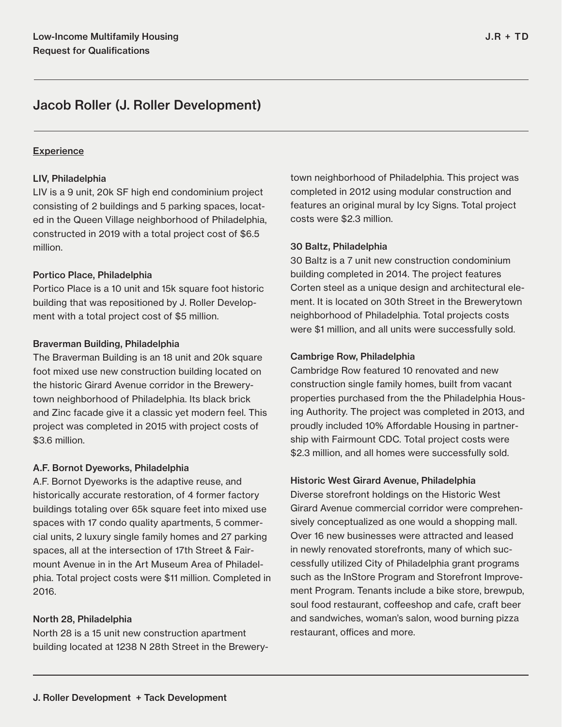## Jacob Roller (J. Roller Development)

<u>Experience</u>

**LIV, Philadelphia**

LIV is a 9 unit, 20k SF high end condominium project consisting of 2 buildings and 5 parking spaces, located in the Queen Village neighborhood of Philadelphia, constructed in 2019 with a total project cost of $6.5 million.

**Portico Place, Philadelphia**

Portico Place is a 10 unit and 15k square foot historic building that was repositioned by J. Roller Development with a total project cost of $5 million.

**Braverman Building, Philadelphia**

The Braverman Building is an 18 unit and 20k square foot mixed use new construction building located on the historic Girard Avenue corridor in the Brewerytown neighborhood of Philadelphia. Its black brick and Zinc facade give it a classic yet modern feel. This project was completed in 2015 with project costs of $3.6 million.

**A.F. Bornot Dyeworks, Philadelphia**

A.F. Bornot Dyeworks is the adaptive reuse, and historically accurate restoration, of 4 former factory buildings totaling over 65k square feet into mixed use spaces with 17 condo quality apartments, 5 commercial units, 2 luxury single family homes and 27 parking spaces, all at the intersection of 17th Street & Fairmount Avenue in in the Art Museum Area of Philadelphia. Total project costs were $11 million. Completed in 2016.

**North 28, Philadelphia**

North 28 is a 15 unit new construction apartment building located at 1238 N 28th Street in the Brewerytown neighborhood of Philadelphia. This project was completed in 2012 using modular construction and features an original mural by Icy Signs. Total project costs were $2.3 million.

**30 Baltz, Philadelphia**

30 Baltz is a 7 unit new construction condominium building completed in 2014. The project features Corten steel as a unique design and architectural element. It is located on 30th Street in the Brewerytown neighborhood of Philadelphia. Total projects costs were $1 million, and all units were successfully sold.

**Cambrige Row, Philadelphia**

Cambridge Row featured 10 renovated and new construction single family homes, built from vacant properties purchased from the the Philadelphia Housing Authority. The project was completed in 2013, and proudly included 10% Affordable Housing in partnership with Fairmount CDC. Total project costs were $2.3 million, and all homes were successfully sold.

**Historic West Girard Avenue, Philadelphia**

Diverse storefront holdings on the Historic West Girard Avenue commercial corridor were comprehensively conceptualized as one would a shopping mall. Over 16 new businesses were attracted and leased in newly renovated storefronts, many of which successfully utilized City of Philadelphia grant programs such as the InStore Program and Storefront Improvement Program. Tenants include a bike store, brewpub, soul food restaurant, coffeeshop and cafe, craft beer and sandwiches, woman's salon, wood burning pizza restaurant, offices and more.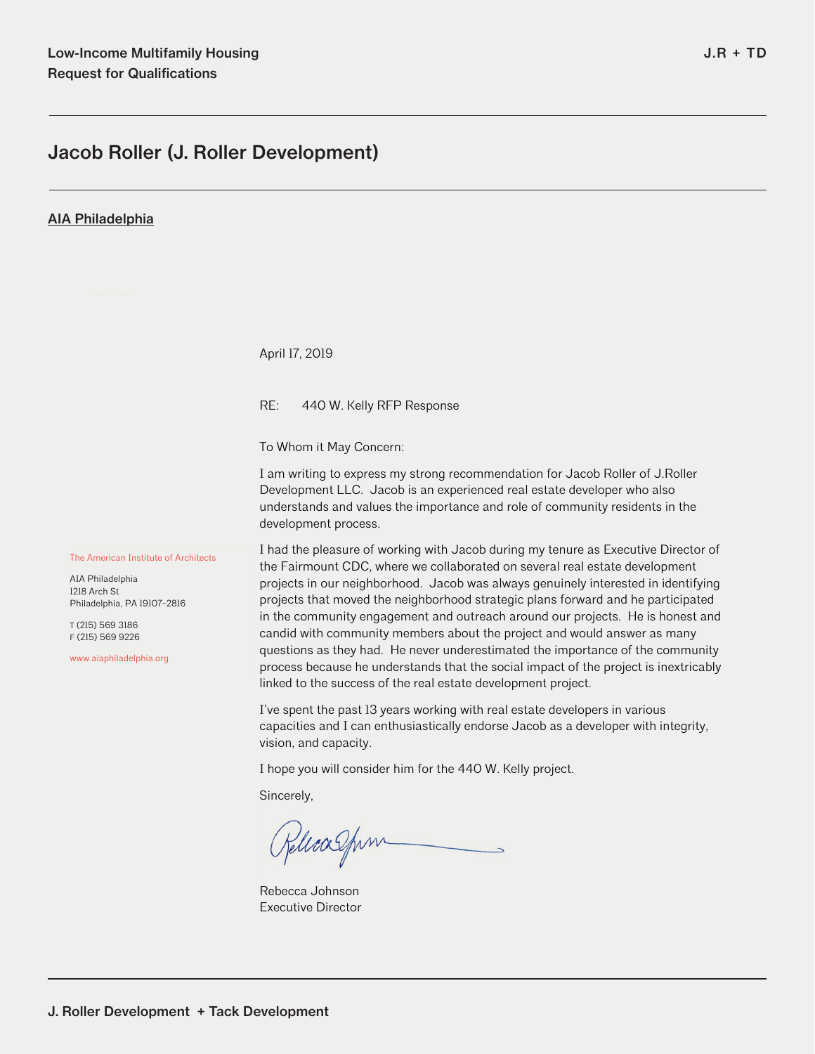# Jacob Roller (J. Roller Development)

**AIA Philadelphia**

The American Institute of Architects

AIA Philadelphia
1218 Arch St
Philadelphia, PA 19107-2816

T (215) 569 3186
F (215) 569 9226

www.aiaphiladelphia.org

April 17, 2019

RE: 440 W. Kelly RFP Response

To Whom it May Concern:

I am writing to express my strong recommendation for Jacob Roller of J.Roller Development LLC. Jacob is an experienced real estate developer who also understands and values the importance and role of community residents in the development process.

I had the pleasure of working with Jacob during my tenure as Executive Director of the Fairmount CDC, where we collaborated on several real estate development projects in our neighborhood. Jacob was always genuinely interested in identifying projects that moved the neighborhood strategic plans forward and he participated in the community engagement and outreach around our projects. He is honest and candid with community members about the project and would answer as many questions as they had. He never underestimated the importance of the community process because he understands that the social impact of the project is inextricably linked to the success of the real estate development project.

I've spent the past 13 years working with real estate developers in various capacities and I can enthusiastically endorse Jacob as a developer with integrity, vision, and capacity.

I hope you will consider him for the 440 W. Kelly project.

Sincerely,

Rebecca Johnson
Executive Director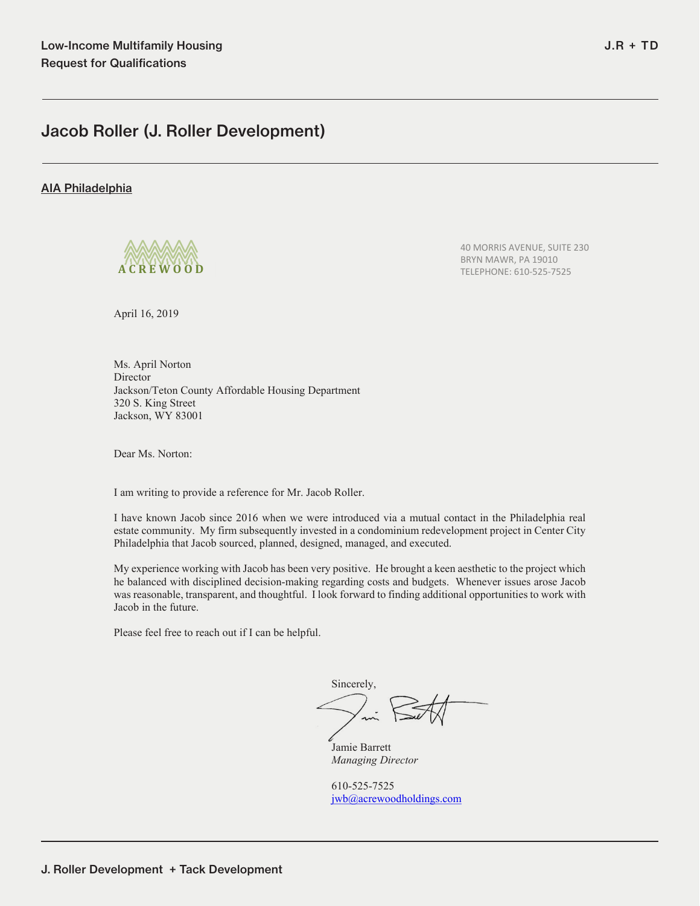## Jacob Roller (J. Roller Development)

**AIA Philadelphia**

ACREWOOD

40 MORRIS AVENUE, SUITE 230
BRYN MAWR, PA 19010
TELEPHONE: 610-525-7525

April 16, 2019

Ms. April Norton
Director
Jackson/Teton County Affordable Housing Department
320 S. King Street
Jackson, WY 83001

Dear Ms. Norton:

I am writing to provide a reference for Mr. Jacob Roller.

I have known Jacob since 2016 when we were introduced via a mutual contact in the Philadelphia real estate community. My firm subsequently invested in a condominium redevelopment project in Center City Philadelphia that Jacob sourced, planned, designed, managed, and executed.

My experience working with Jacob has been very positive. He brought a keen aesthetic to the project which he balanced with disciplined decision-making regarding costs and budgets. Whenever issues arose Jacob was reasonable, transparent, and thoughtful. I look forward to finding additional opportunities to work with Jacob in the future.

Please feel free to reach out if I can be helpful.

Sincerely,

Jamie Barrett
*Managing Director*

610-525-7525
jwb@acrewoodholdings.com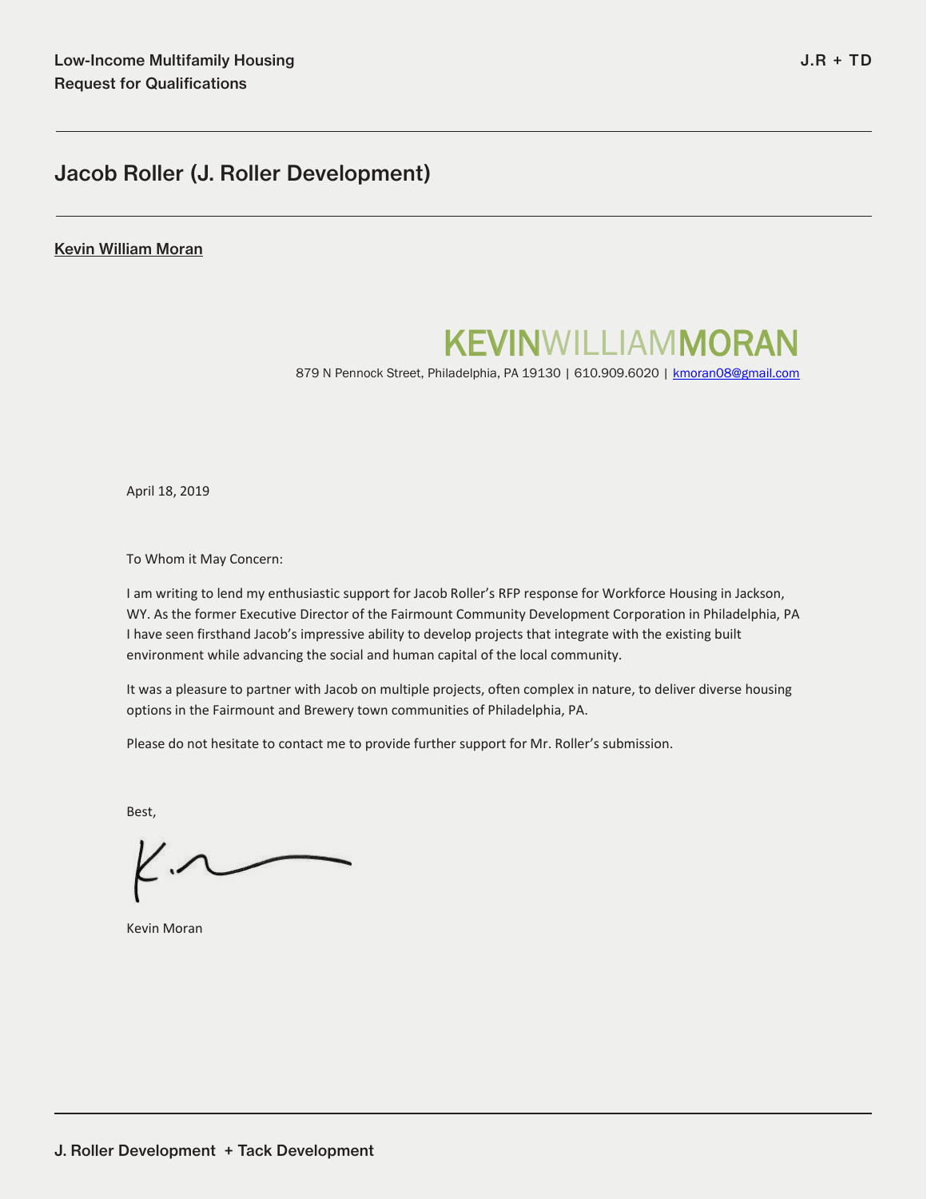## Jacob Roller (J. Roller Development)

**Kevin William Moran**

**KEVINWILLIAMMORAN**

879 N Pennock Street, Philadelphia, PA 19130 | 610.909.6020 | kmoran08@gmail.com

April 18, 2019

To Whom it May Concern:

I am writing to lend my enthusiastic support for Jacob Roller's RFP response for Workforce Housing in Jackson, WY. As the former Executive Director of the Fairmount Community Development Corporation in Philadelphia, PA I have seen firsthand Jacob's impressive ability to develop projects that integrate with the existing built environment while advancing the social and human capital of the local community.

It was a pleasure to partner with Jacob on multiple projects, often complex in nature, to deliver diverse housing options in the Fairmount and Brewery town communities of Philadelphia, PA.

Please do not hesitate to contact me to provide further support for Mr. Roller's submission.

Best,

Kevin Moran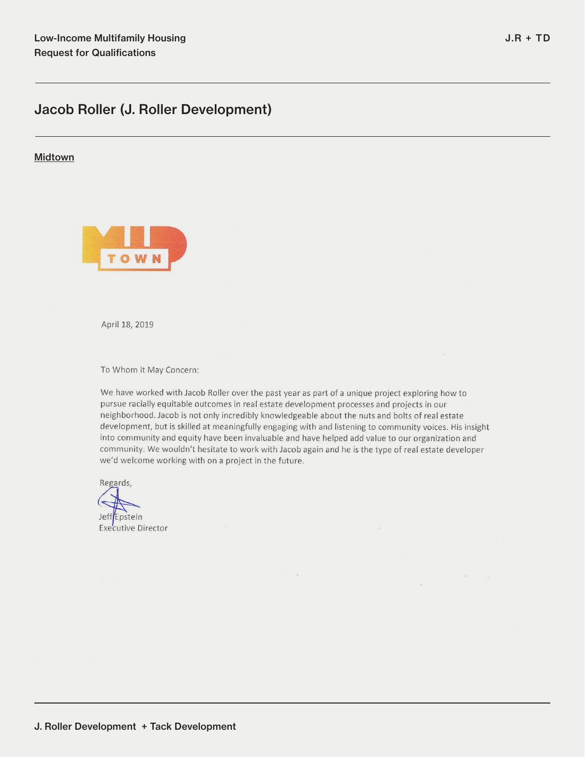## Jacob Roller (J. Roller Development)

**Midtown**

MID TOWN

April 18, 2019

To Whom it May Concern:

We have worked with Jacob Roller over the past year as part of a unique project exploring how to pursue racially equitable outcomes in real estate development processes and projects in our neighborhood. Jacob is not only incredibly knowledgeable about the nuts and bolts of real estate development, but is skilled at meaningfully engaging with and listening to community voices. His insight into community and equity have been invaluable and have helped add value to our organization and community. We wouldn't hesitate to work with Jacob again and he is the type of real estate developer we'd welcome working with on a project in the future.

Regards,

Jeff Epstein
Executive Director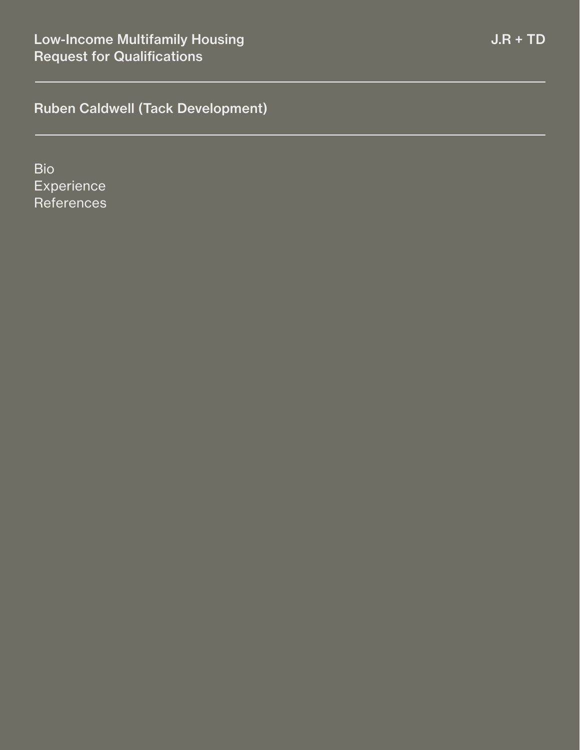Low-Income Multifamily Housing
Request for Qualifications

J.R + TD

## Ruben Caldwell (Tack Development)

Bio
Experience
References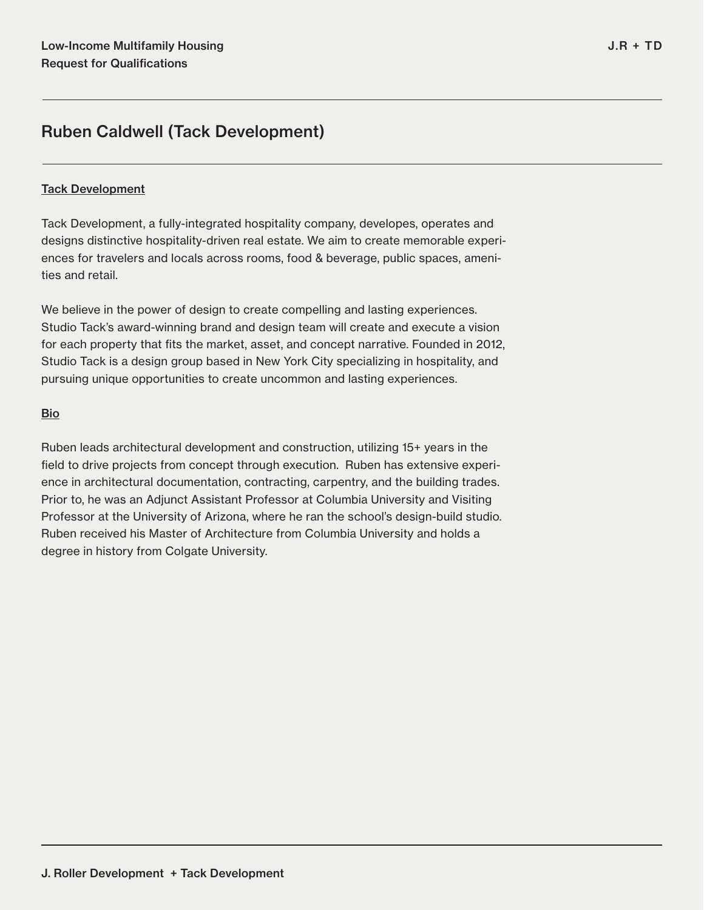## Ruben Caldwell (Tack Development)

**Tack Development**

Tack Development, a fully-integrated hospitality company, developes, operates and designs distinctive hospitality-driven real estate. We aim to create memorable experiences for travelers and locals across rooms, food & beverage, public spaces, amenities and retail.

We believe in the power of design to create compelling and lasting experiences. Studio Tack's award-winning brand and design team will create and execute a vision for each property that fits the market, asset, and concept narrative. Founded in 2012, Studio Tack is a design group based in New York City specializing in hospitality, and pursuing unique opportunities to create uncommon and lasting experiences.

**Bio**

Ruben leads architectural development and construction, utilizing 15+ years in the field to drive projects from concept through execution. Ruben has extensive experience in architectural documentation, contracting, carpentry, and the building trades. Prior to, he was an Adjunct Assistant Professor at Columbia University and Visiting Professor at the University of Arizona, where he ran the school's design-build studio. Ruben received his Master of Architecture from Columbia University and holds a degree in history from Colgate University.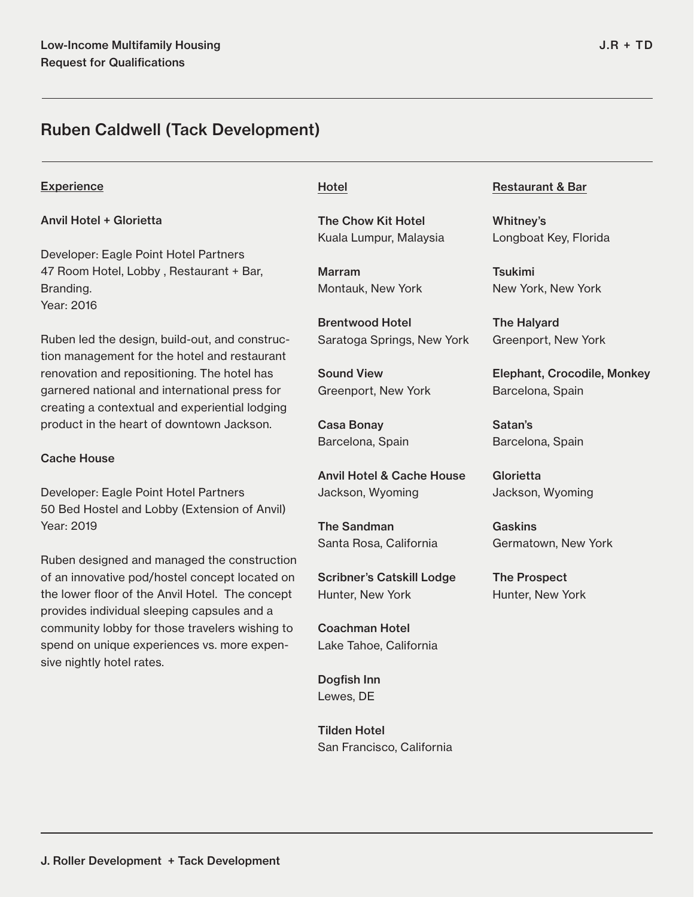## Ruben Caldwell (Tack Development)

### Experience

**Anvil Hotel + Glorietta**

Developer: Eagle Point Hotel Partners
47 Room Hotel, Lobby , Restaurant + Bar, Branding.
Year: 2016

Ruben led the design, build-out, and construction management for the hotel and restaurant renovation and repositioning. The hotel has garnered national and international press for creating a contextual and experiential lodging product in the heart of downtown Jackson.

**Cache House**

Developer: Eagle Point Hotel Partners
50 Bed Hostel and Lobby (Extension of Anvil)
Year: 2019

Ruben designed and managed the construction of an innovative pod/hostel concept located on the lower floor of the Anvil Hotel. The concept provides individual sleeping capsules and a community lobby for those travelers wishing to spend on unique experiences vs. more expensive nightly hotel rates.

### Hotel

**The Chow Kit Hotel**
Kuala Lumpur, Malaysia

**Marram**
Montauk, New York

**Brentwood Hotel**
Saratoga Springs, New York

**Sound View**
Greenport, New York

**Casa Bonay**
Barcelona, Spain

**Anvil Hotel & Cache House**
Jackson, Wyoming

**The Sandman**
Santa Rosa, California

**Scribner's Catskill Lodge**
Hunter, New York

**Coachman Hotel**
Lake Tahoe, California

**Dogfish Inn**
Lewes, DE

**Tilden Hotel**
San Francisco, California

### Restaurant & Bar

**Whitney's**
Longboat Key, Florida

**Tsukimi**
New York, New York

**The Halyard**
Greenport, New York

**Elephant, Crocodile, Monkey**
Barcelona, Spain

**Satan's**
Barcelona, Spain

**Glorietta**
Jackson, Wyoming

**Gaskins**
Germatown, New York

**The Prospect**
Hunter, New York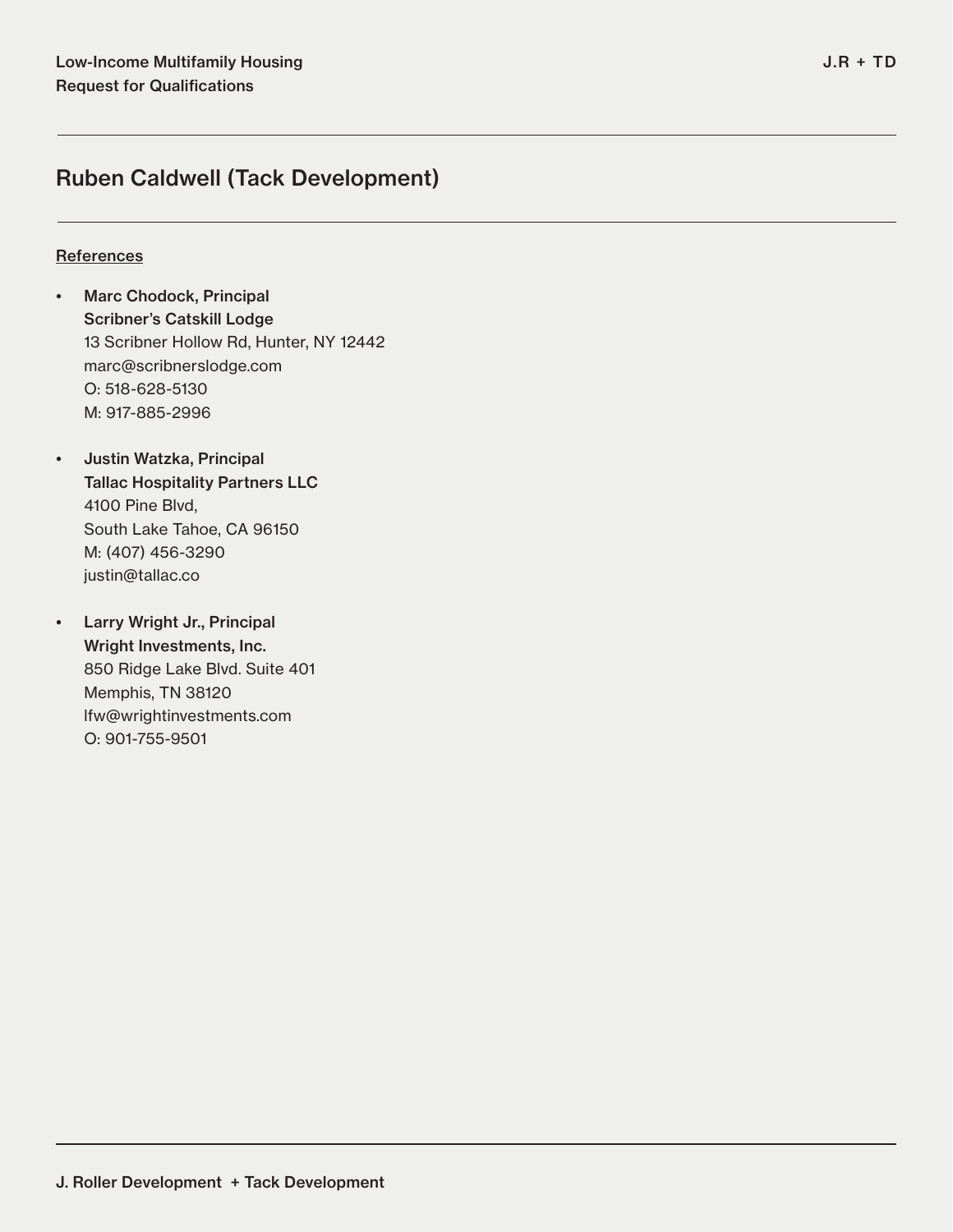## Ruben Caldwell (Tack Development)

References

- **Marc Chodock, Principal**
  **Scribner's Catskill Lodge**
  13 Scribner Hollow Rd, Hunter, NY 12442
  marc@scribnerslodge.com
  O: 518-628-5130
  M: 917-885-2996

- **Justin Watzka, Principal**
  **Tallac Hospitality Partners LLC**
  4100 Pine Blvd,
  South Lake Tahoe, CA 96150
  M: (407) 456-3290
  justin@tallac.co

- **Larry Wright Jr., Principal**
  **Wright Investments, Inc.**
  850 Ridge Lake Blvd. Suite 401
  Memphis, TN 38120
  lfw@wrightinvestments.com
  O: 901-755-9501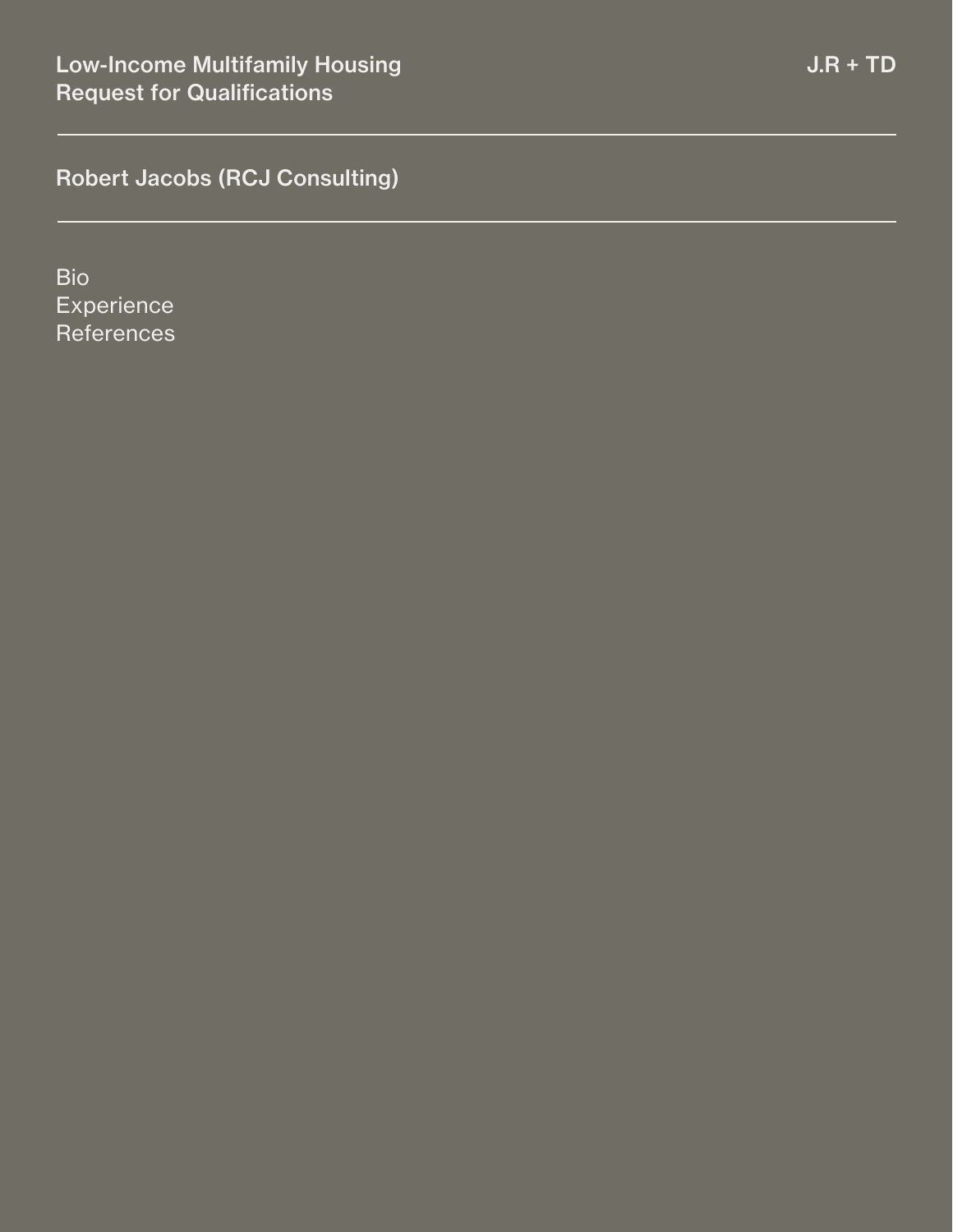# Robert Jacobs (RCJ Consulting)

Bio
Experience
References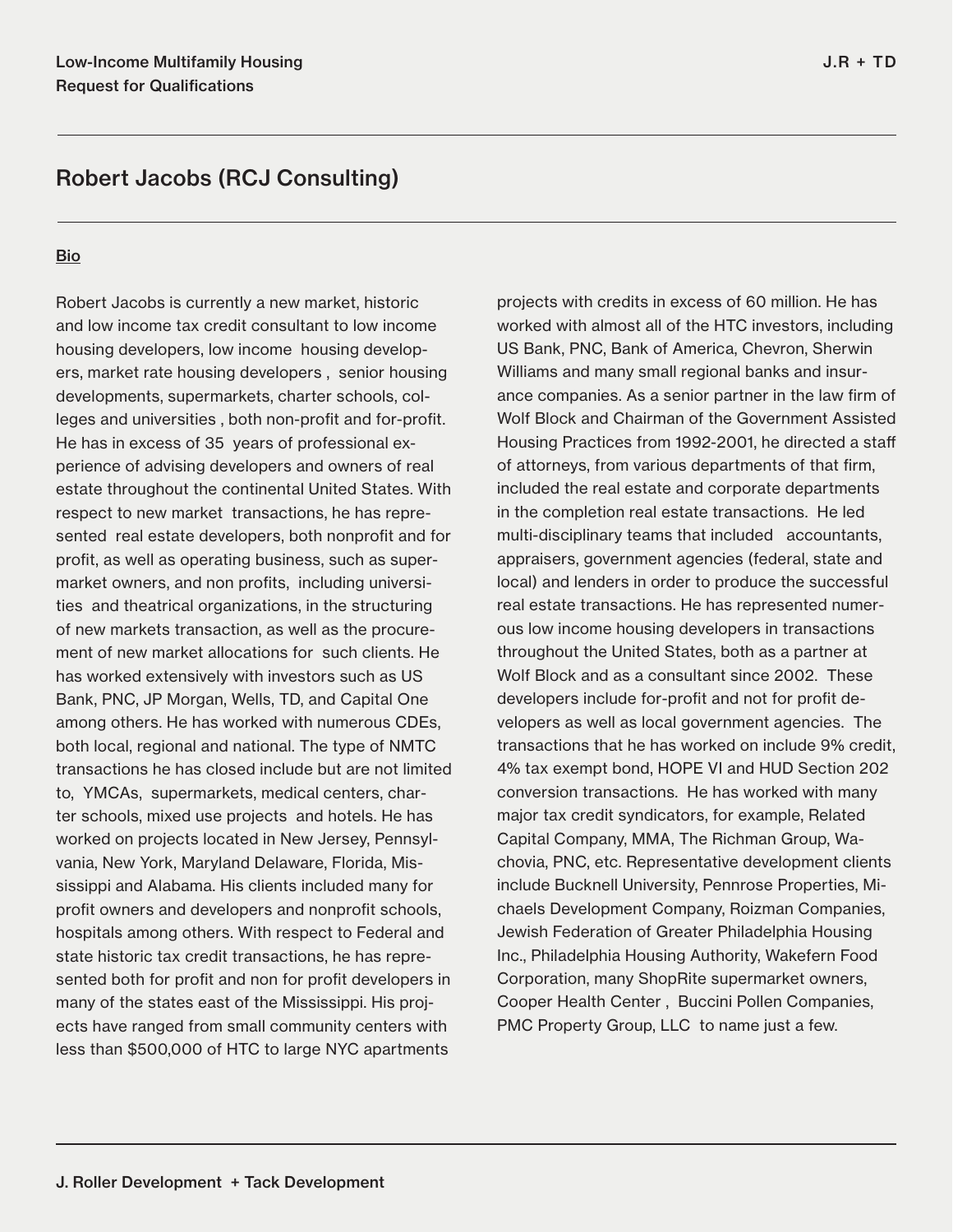## Robert Jacobs (RCJ Consulting)

**Bio**

Robert Jacobs is currently a new market, historic and low income tax credit consultant to low income housing developers, low income housing developers, market rate housing developers , senior housing developments, supermarkets, charter schools, colleges and universities , both non-profit and for-profit. He has in excess of 35 years of professional experience of advising developers and owners of real estate throughout the continental United States. With respect to new market transactions, he has represented real estate developers, both nonprofit and for profit, as well as operating business, such as supermarket owners, and non profits, including universities and theatrical organizations, in the structuring of new markets transaction, as well as the procurement of new market allocations for such clients. He has worked extensively with investors such as US Bank, PNC, JP Morgan, Wells, TD, and Capital One among others. He has worked with numerous CDEs, both local, regional and national. The type of NMTC transactions he has closed include but are not limited to, YMCAs, supermarkets, medical centers, charter schools, mixed use projects and hotels. He has worked on projects located in New Jersey, Pennsylvania, New York, Maryland Delaware, Florida, Mississippi and Alabama. His clients included many for profit owners and developers and nonprofit schools, hospitals among others. With respect to Federal and state historic tax credit transactions, he has represented both for profit and non for profit developers in many of the states east of the Mississippi. His projects have ranged from small community centers with less than $500,000 of HTC to large NYC apartments projects with credits in excess of 60 million. He has worked with almost all of the HTC investors, including US Bank, PNC, Bank of America, Chevron, Sherwin Williams and many small regional banks and insurance companies. As a senior partner in the law firm of Wolf Block and Chairman of the Government Assisted Housing Practices from 1992-2001, he directed a staff of attorneys, from various departments of that firm, included the real estate and corporate departments in the completion real estate transactions. He led multi-disciplinary teams that included accountants, appraisers, government agencies (federal, state and local) and lenders in order to produce the successful real estate transactions. He has represented numerous low income housing developers in transactions throughout the United States, both as a partner at Wolf Block and as a consultant since 2002. These developers include for-profit and not for profit developers as well as local government agencies. The transactions that he has worked on include 9% credit, 4% tax exempt bond, HOPE VI and HUD Section 202 conversion transactions. He has worked with many major tax credit syndicators, for example, Related Capital Company, MMA, The Richman Group, Wachovia, PNC, etc. Representative development clients include Bucknell University, Pennrose Properties, Michaels Development Company, Roizman Companies, Jewish Federation of Greater Philadelphia Housing Inc., Philadelphia Housing Authority, Wakefern Food Corporation, many ShopRite supermarket owners, Cooper Health Center , Buccini Pollen Companies, PMC Property Group, LLC to name just a few.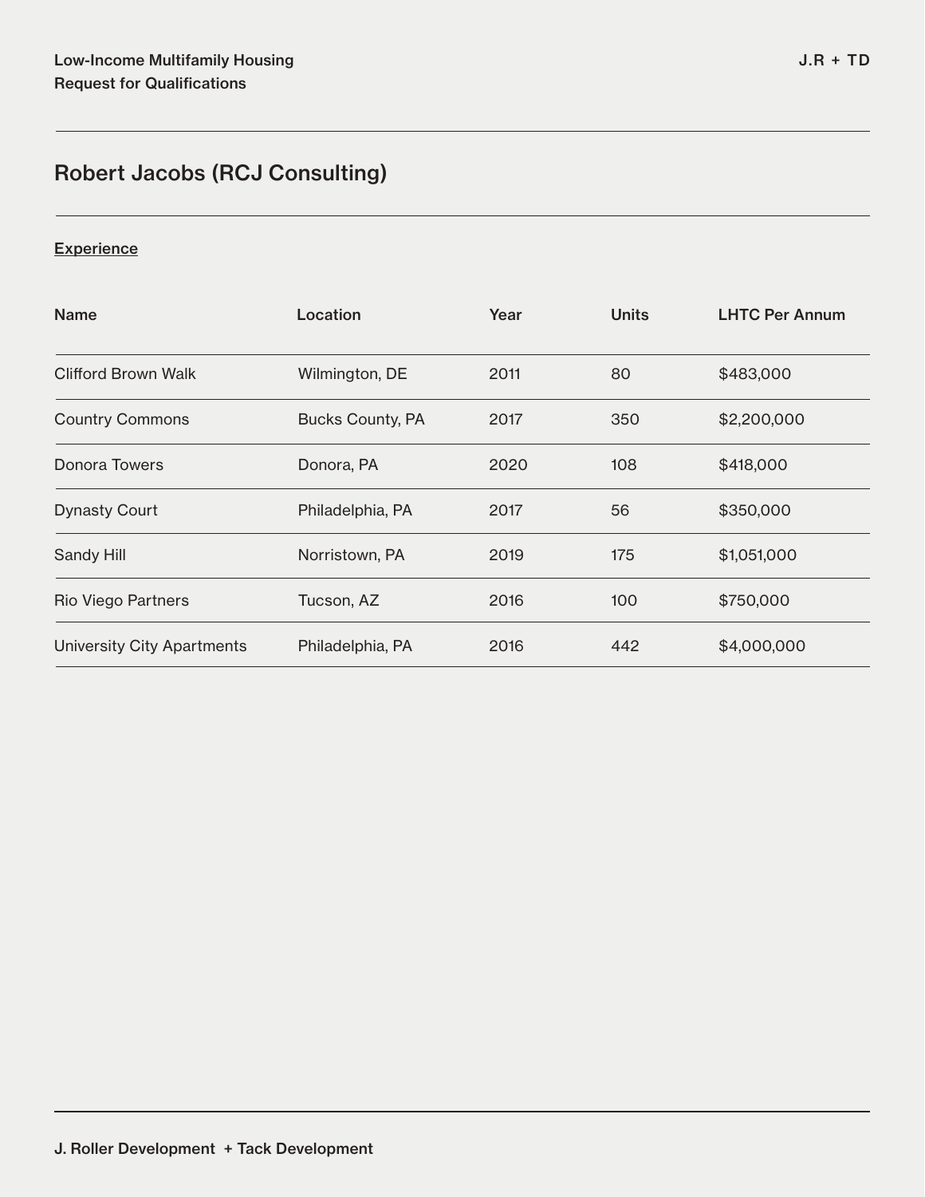## Robert Jacobs (RCJ Consulting)

Experience

| Name | Location | Year | Units | LHTC Per Annum |
|---|---|---|---|---|
| Clifford Brown Walk | Wilmington, DE | 2011 | 80 | $483,000 |
| Country Commons | Bucks County, PA | 2017 | 350 | $2,200,000 |
| Donora Towers | Donora, PA | 2020 | 108 | $418,000 |
| Dynasty Court | Philadelphia, PA | 2017 | 56 | $350,000 |
| Sandy Hill | Norristown, PA | 2019 | 175 | $1,051,000 |
| Rio Viego Partners | Tucson, AZ | 2016 | 100 | $750,000 |
| University City Apartments | Philadelphia, PA | 2016 | 442 | $4,000,000 |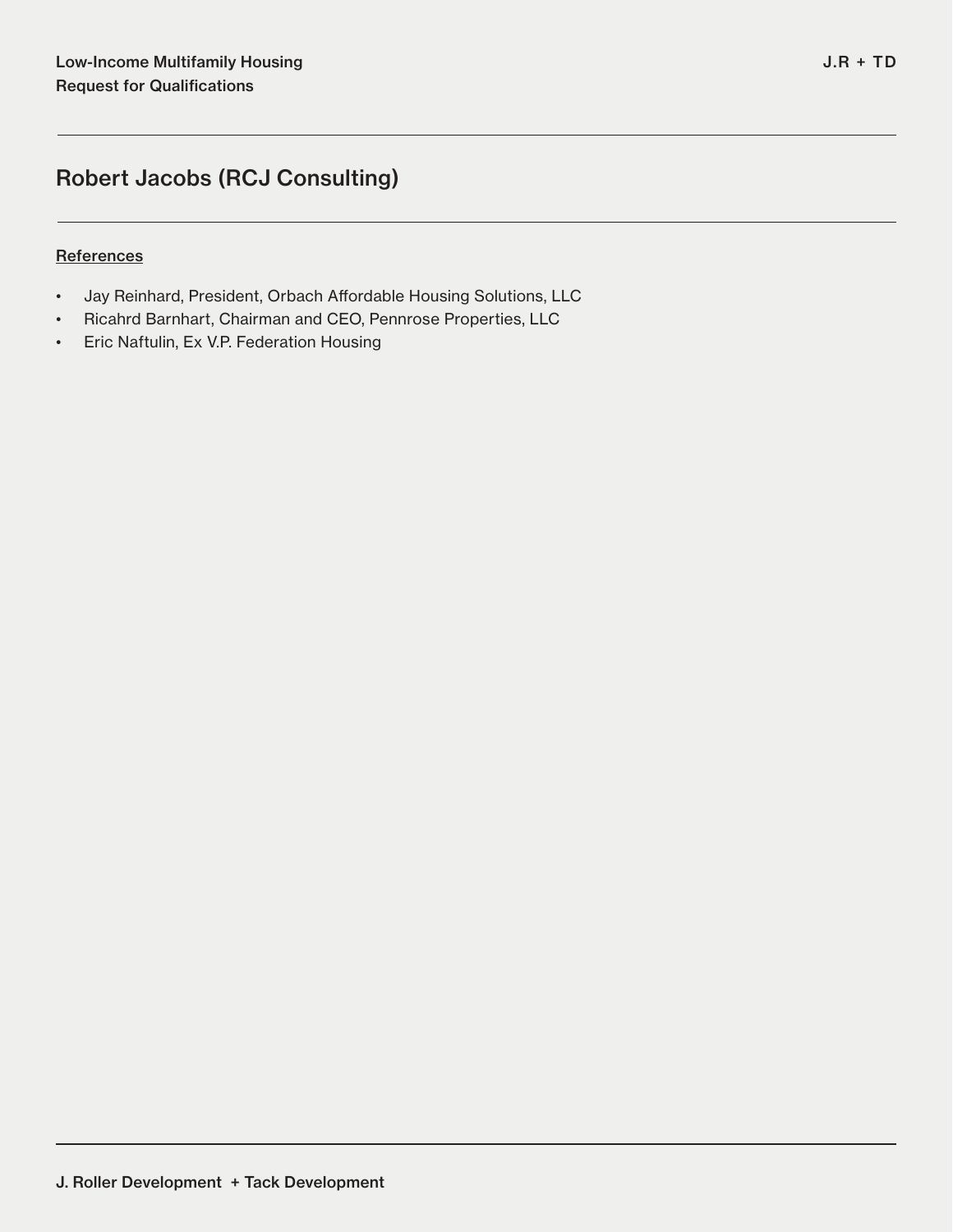## Robert Jacobs (RCJ Consulting)

References

- Jay Reinhard, President, Orbach Affordable Housing Solutions, LLC
- Ricahrd Barnhart, Chairman and CEO, Pennrose Properties, LLC
- Eric Naftulin, Ex V.P. Federation Housing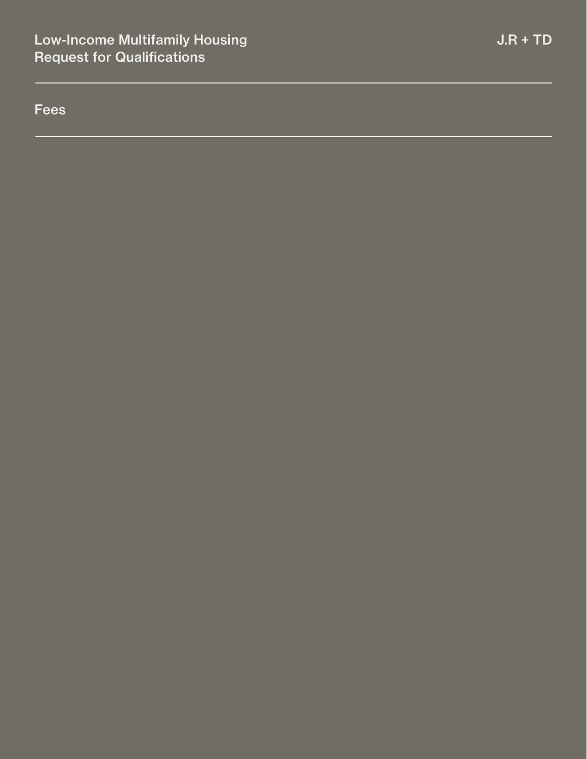# Fees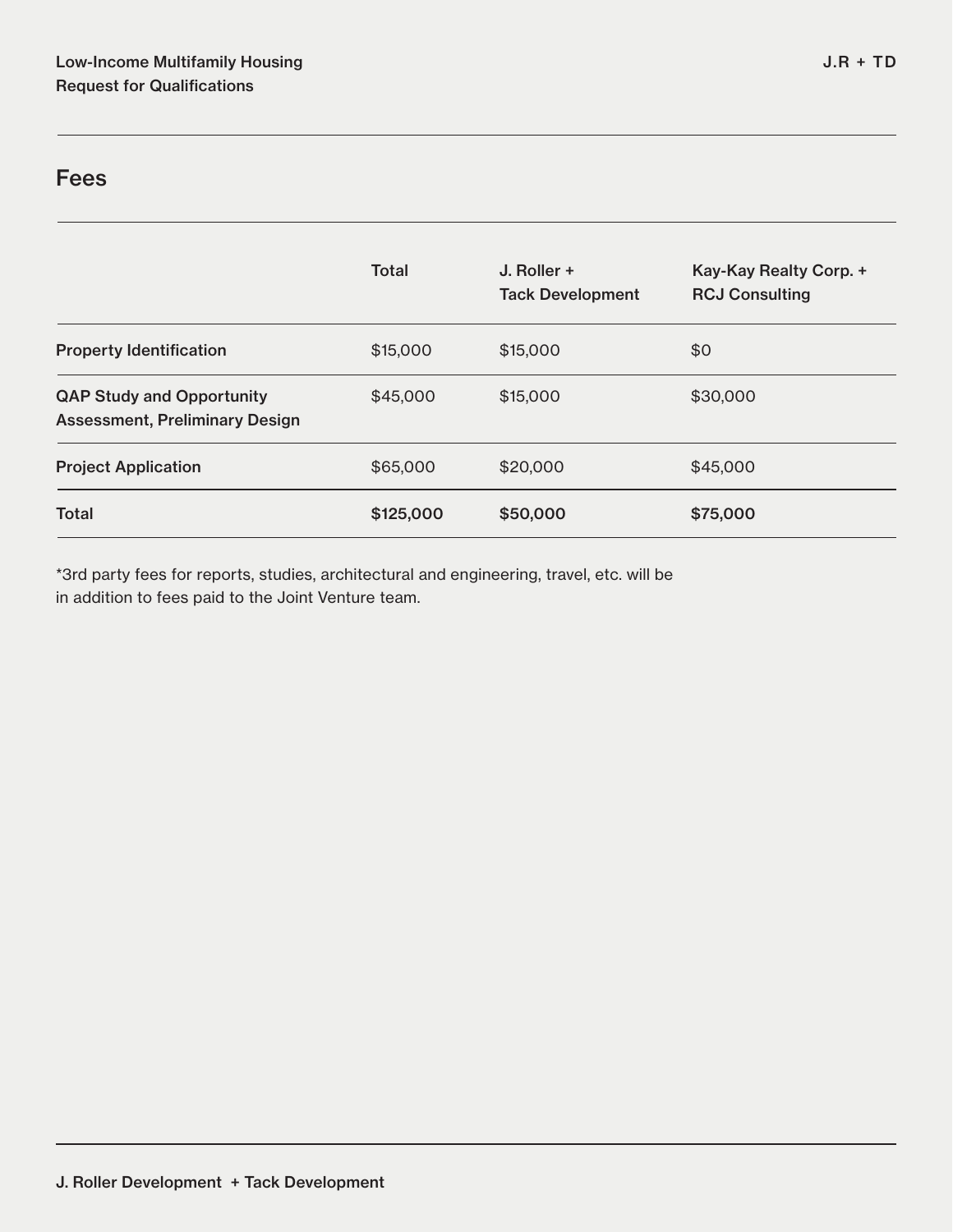## Fees

| | Total | J. Roller + Tack Development | Kay-Kay Realty Corp. + RCJ Consulting |
|---|---|---|---|
| **Property Identification** | $15,000 | $15,000 | $0 |
| **QAP Study and Opportunity Assessment, Preliminary Design** | $45,000 | $15,000 | $30,000 |
| **Project Application** | $65,000 | $20,000 | $45,000 |
| **Total** | **$125,000** | **$50,000** | **$75,000** |

*3rd party fees for reports, studies, architectural and engineering, travel, etc. will be in addition to fees paid to the Joint Venture team.